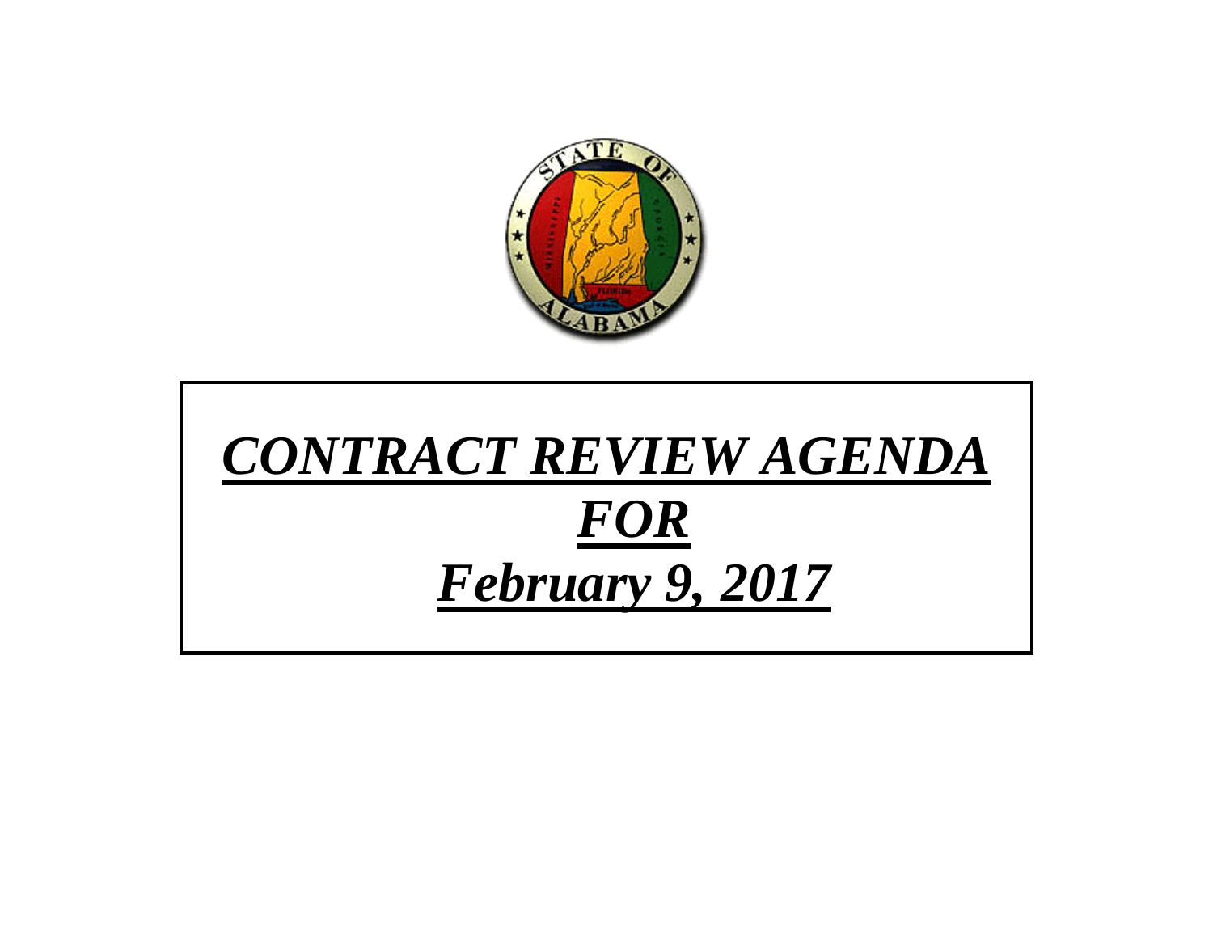# ***CONTRACT REVIEW AGENDA***

# ***FOR***

# ***February 9, 2017***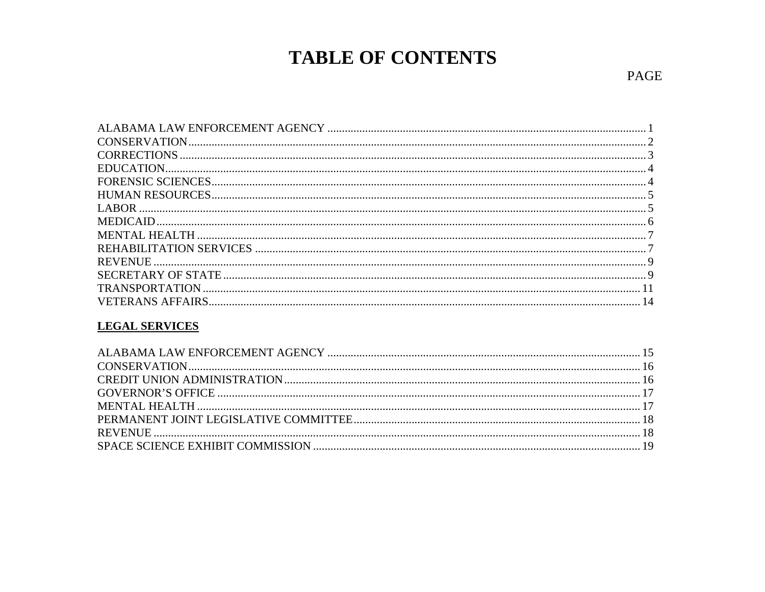# TABLE OF CONTENTS

| | PAGE |
|---|---|
| ALABAMA LAW ENFORCEMENT AGENCY | 1 |
| CONSERVATION | 2 |
| CORRECTIONS | 3 |
| EDUCATION | 4 |
| FORENSIC SCIENCES | 4 |
| HUMAN RESOURCES | 5 |
| LABOR | 5 |
| MEDICAID | 6 |
| MENTAL HEALTH | 7 |
| REHABILITATION SERVICES | 7 |
| REVENUE | 9 |
| SECRETARY OF STATE | 9 |
| TRANSPORTATION | 11 |
| VETERANS AFFAIRS | 14 |

**LEGAL SERVICES**

| | |
|---|---|
| ALABAMA LAW ENFORCEMENT AGENCY | 15 |
| CONSERVATION | 16 |
| CREDIT UNION ADMINISTRATION | 16 |
| GOVERNOR'S OFFICE | 17 |
| MENTAL HEALTH | 17 |
| PERMANENT JOINT LEGISLATIVE COMMITTEE | 18 |
| REVENUE | 18 |
| SPACE SCIENCE EXHIBIT COMMISSION | 19 |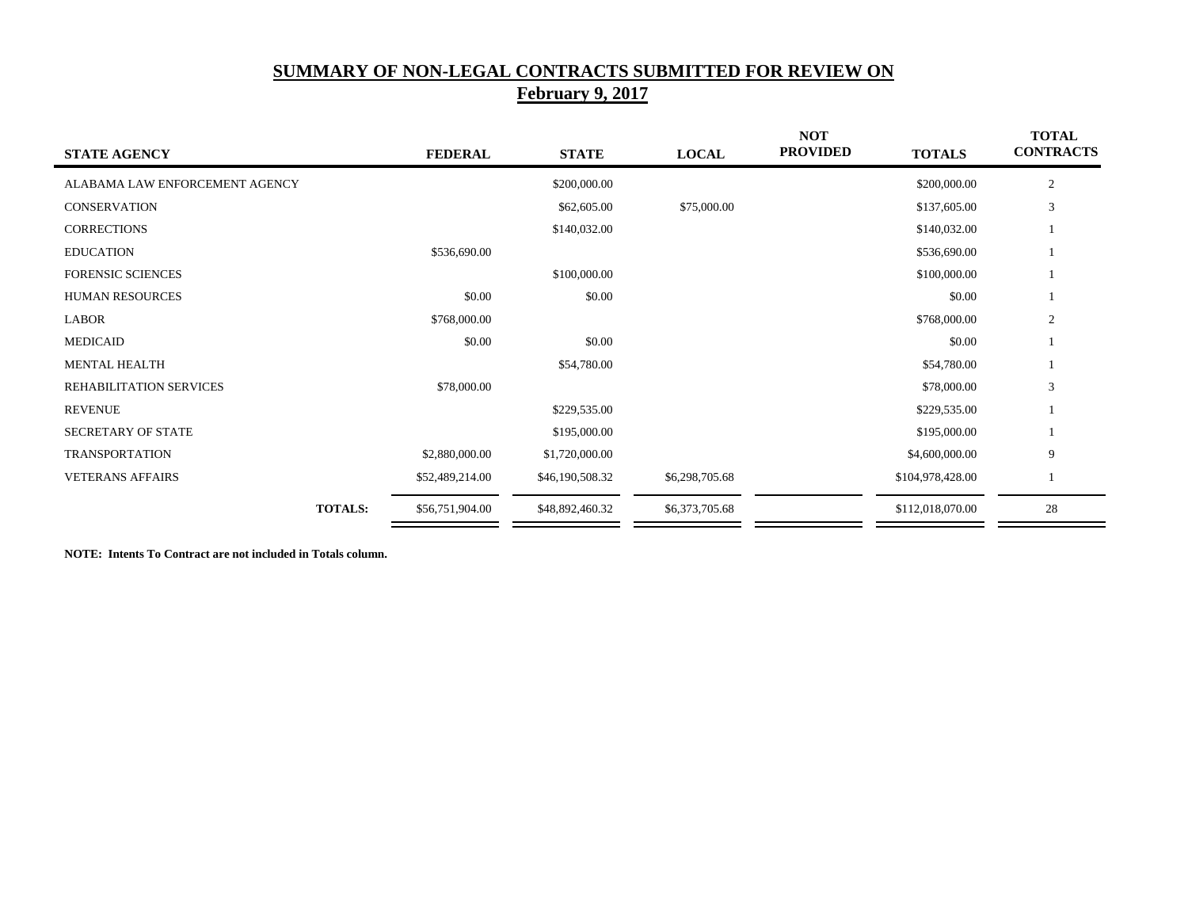# SUMMARY OF NON-LEGAL CONTRACTS SUBMITTED FOR REVIEW ON
## February 9, 2017

| STATE AGENCY | FEDERAL | STATE | LOCAL | NOT PROVIDED | TOTALS | TOTAL CONTRACTS |
|---|---|---|---|---|---|---|
| ALABAMA LAW ENFORCEMENT AGENCY | | $200,000.00 | | | $200,000.00 | 2 |
| CONSERVATION | | $62,605.00 | $75,000.00 | | $137,605.00 | 3 |
| CORRECTIONS | | $140,032.00 | | | $140,032.00 | 1 |
| EDUCATION | $536,690.00 | | | | $536,690.00 | 1 |
| FORENSIC SCIENCES | | $100,000.00 | | | $100,000.00 | 1 |
| HUMAN RESOURCES | $0.00 | $0.00 | | | $0.00 | 1 |
| LABOR | $768,000.00 | | | | $768,000.00 | 2 |
| MEDICAID | $0.00 | $0.00 | | | $0.00 | 1 |
| MENTAL HEALTH | | $54,780.00 | | | $54,780.00 | 1 |
| REHABILITATION SERVICES | $78,000.00 | | | | $78,000.00 | 3 |
| REVENUE | | $229,535.00 | | | $229,535.00 | 1 |
| SECRETARY OF STATE | | $195,000.00 | | | $195,000.00 | 1 |
| TRANSPORTATION | $2,880,000.00 | $1,720,000.00 | | | $4,600,000.00 | 9 |
| VETERANS AFFAIRS | $52,489,214.00 | $46,190,508.32 | $6,298,705.68 | | $104,978,428.00 | 1 |
| **TOTALS:** | $56,751,904.00 | $48,892,460.32 | $6,373,705.68 | | $112,018,070.00 | 28 |

**NOTE: Intents To Contract are not included in Totals column.**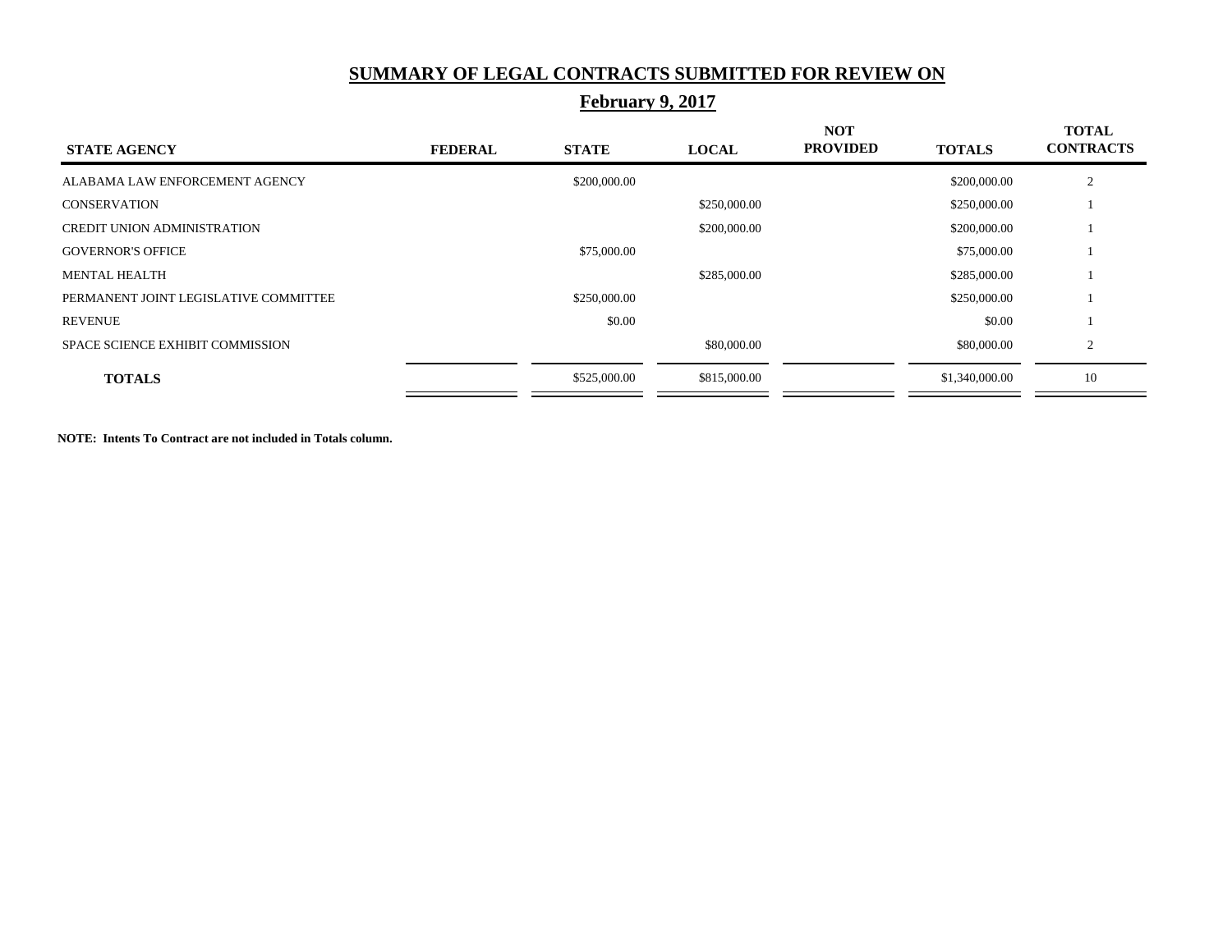# SUMMARY OF LEGAL CONTRACTS SUBMITTED FOR REVIEW ON

## February 9, 2017

| STATE AGENCY | FEDERAL | STATE | LOCAL | NOT PROVIDED | TOTALS | TOTAL CONTRACTS |
|---|---|---|---|---|---|---|
| ALABAMA LAW ENFORCEMENT AGENCY | | $200,000.00 | | | $200,000.00 | 2 |
| CONSERVATION | | | $250,000.00 | | $250,000.00 | 1 |
| CREDIT UNION ADMINISTRATION | | | $200,000.00 | | $200,000.00 | 1 |
| GOVERNOR'S OFFICE | | $75,000.00 | | | $75,000.00 | 1 |
| MENTAL HEALTH | | | $285,000.00 | | $285,000.00 | 1 |
| PERMANENT JOINT LEGISLATIVE COMMITTEE | | $250,000.00 | | | $250,000.00 | 1 |
| REVENUE | | $0.00 | | | $0.00 | 1 |
| SPACE SCIENCE EXHIBIT COMMISSION | | | $80,000.00 | | $80,000.00 | 2 |
| **TOTALS** | | $525,000.00 | $815,000.00 | | $1,340,000.00 | 10 |

**NOTE: Intents To Contract are not included in Totals column.**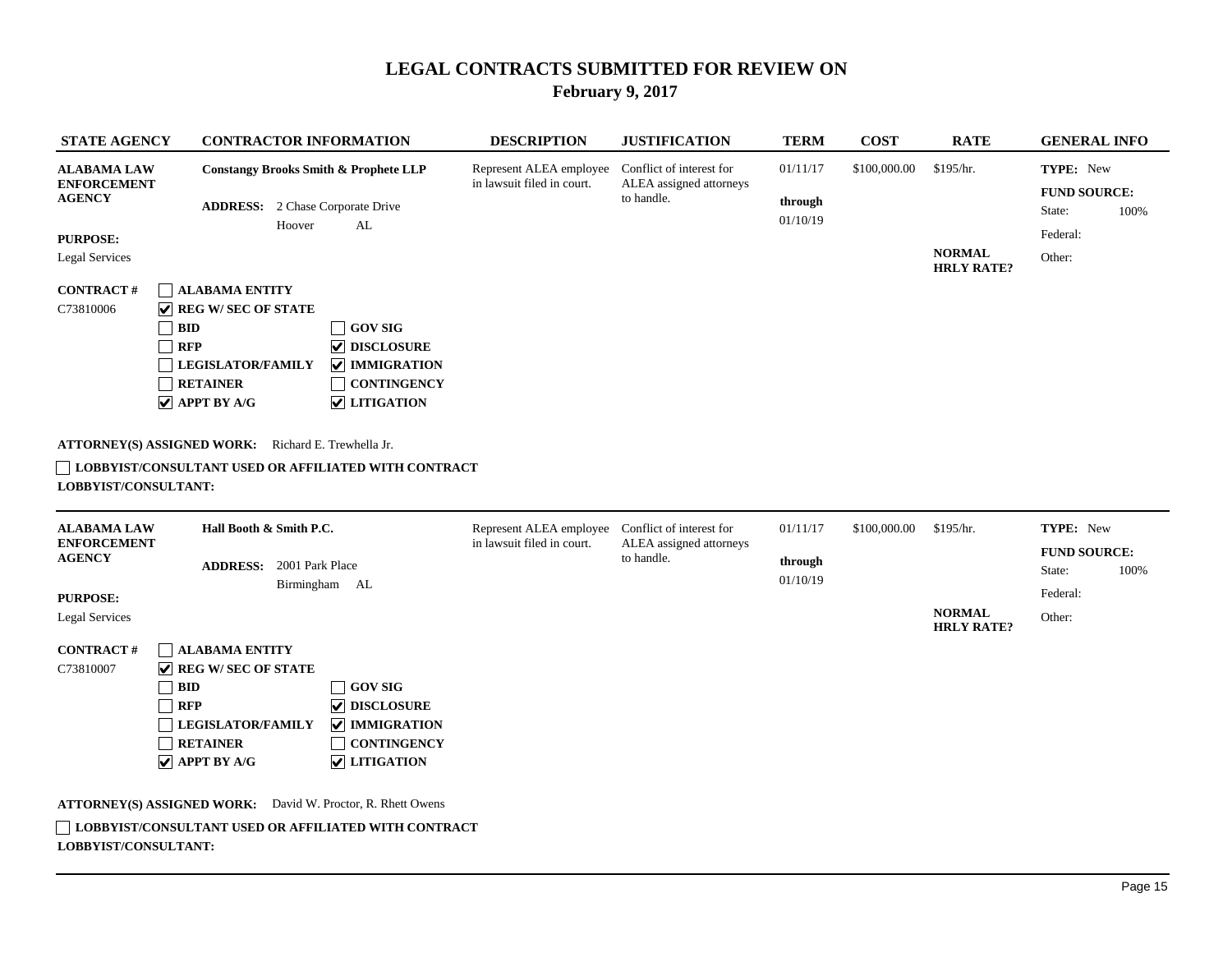# LEGAL CONTRACTS SUBMITTED FOR REVIEW ON

## February 9, 2017

| STATE AGENCY | CONTRACTOR INFORMATION | DESCRIPTION | JUSTIFICATION | TERM | COST | RATE | GENERAL INFO |
|---|---|---|---|---|---|---|---|
| **ALABAMA LAW ENFORCEMENT AGENCY**<br><br>**PURPOSE:**<br>Legal Services<br><br>**CONTRACT #**<br>C73810006 | **Constangy Brooks Smith & Prophete LLP**<br><br>**ADDRESS:** 2 Chase Corporate Drive<br>Hoover AL | Represent ALEA employee in lawsuit filed in court. | Conflict of interest for ALEA assigned attorneys to handle. | 01/11/17<br>**through**<br>01/10/19 | $100,000.00 | $195/hr.<br><br>**NORMAL HRLY RATE?** | **TYPE:** New<br>**FUND SOURCE:**<br>State: 100%<br>Federal:<br>Other: |

- [ ] **ALABAMA ENTITY**
- [x] **REG W/ SEC OF STATE**
- [ ] **BID**
- [ ] **RFP**
- [ ] **LEGISLATOR/FAMILY**
- [ ] **RETAINER**
- [x] **APPT BY A/G**
- [ ] **GOV SIG**
- [x] **DISCLOSURE**
- [x] **IMMIGRATION**
- [ ] **CONTINGENCY**
- [x] **LITIGATION**

**ATTORNEY(S) ASSIGNED WORK:** Richard E. Trewhella Jr.

- [ ] **LOBBYIST/CONSULTANT USED OR AFFILIATED WITH CONTRACT**

**LOBBYIST/CONSULTANT:**

---

| STATE AGENCY | CONTRACTOR INFORMATION | DESCRIPTION | JUSTIFICATION | TERM | COST | RATE | GENERAL INFO |
|---|---|---|---|---|---|---|---|
| **ALABAMA LAW ENFORCEMENT AGENCY**<br><br>**PURPOSE:**<br>Legal Services<br><br>**CONTRACT #**<br>C73810007 | **Hall Booth & Smith P.C.**<br><br>**ADDRESS:** 2001 Park Place<br>Birmingham AL | Represent ALEA employee in lawsuit filed in court. | Conflict of interest for ALEA assigned attorneys to handle. | 01/11/17<br>**through**<br>01/10/19 | $100,000.00 | $195/hr.<br><br>**NORMAL HRLY RATE?** | **TYPE:** New<br>**FUND SOURCE:**<br>State: 100%<br>Federal:<br>Other: |

- [ ] **ALABAMA ENTITY**
- [x] **REG W/ SEC OF STATE**
- [ ] **BID**
- [ ] **RFP**
- [ ] **LEGISLATOR/FAMILY**
- [ ] **RETAINER**
- [x] **APPT BY A/G**
- [ ] **GOV SIG**
- [x] **DISCLOSURE**
- [x] **IMMIGRATION**
- [ ] **CONTINGENCY**
- [x] **LITIGATION**

**ATTORNEY(S) ASSIGNED WORK:** David W. Proctor, R. Rhett Owens

- [ ] **LOBBYIST/CONSULTANT USED OR AFFILIATED WITH CONTRACT**

**LOBBYIST/CONSULTANT:**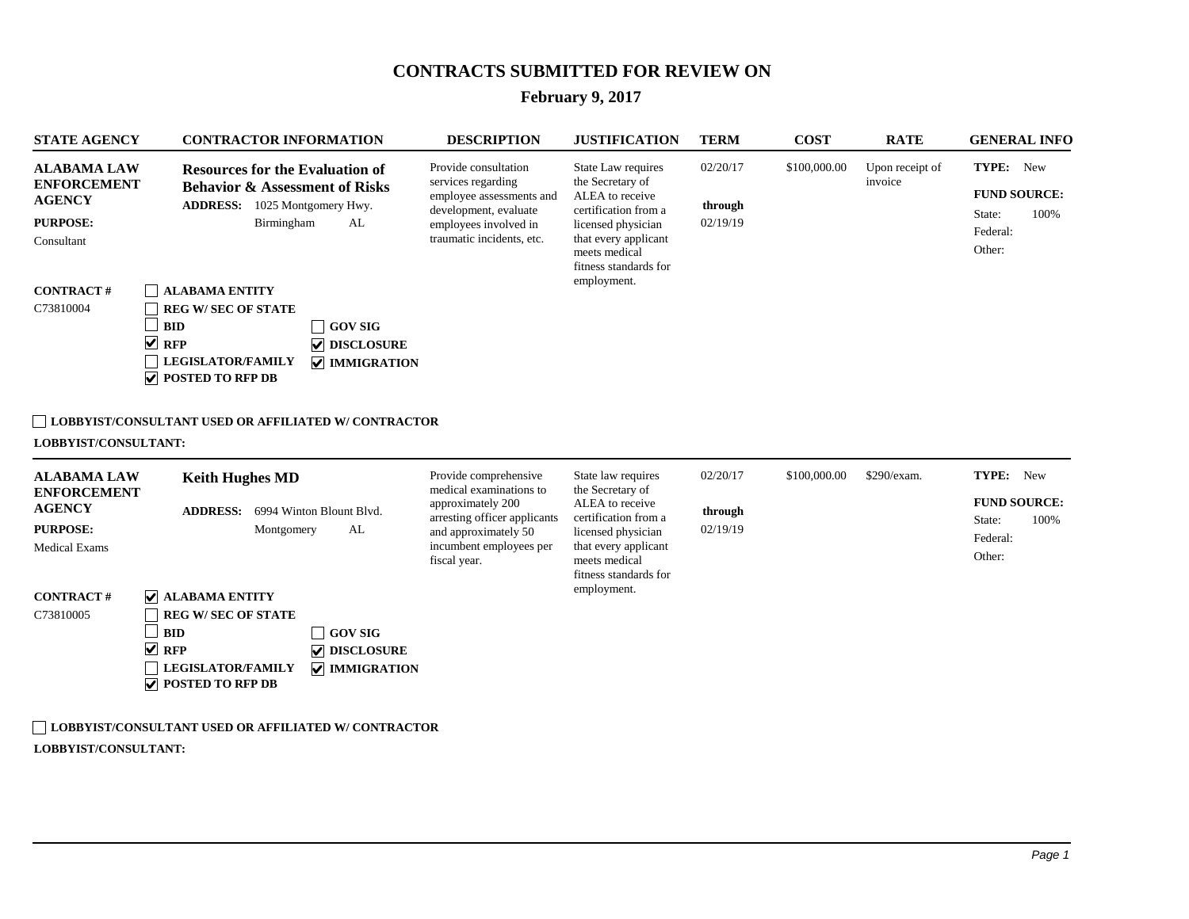# CONTRACTS SUBMITTED FOR REVIEW ON

## February 9, 2017

| STATE AGENCY | CONTRACTOR INFORMATION | DESCRIPTION | JUSTIFICATION | TERM | COST | RATE | GENERAL INFO |
|---|---|---|---|---|---|---|---|
| **ALABAMA LAW ENFORCEMENT AGENCY**<br>**PURPOSE:**<br>Consultant<br>**CONTRACT #**<br>C73810004 | **Resources for the Evaluation of Behavior & Assessment of Risks**<br>**ADDRESS:** 1025 Montgomery Hwy.<br>Birmingham AL<br>☐ ALABAMA ENTITY<br>☐ REG W/ SEC OF STATE<br>☐ BID ☐ GOV SIG<br>☑ RFP ☑ DISCLOSURE<br>☐ LEGISLATOR/FAMILY ☑ IMMIGRATION<br>☑ POSTED TO RFP DB | Provide consultation services regarding employee assessments and development, evaluate employees involved in traumatic incidents, etc. | State Law requires the Secretary of ALEA to receive certification from a licensed physician that every applicant meets medical fitness standards for employment. | 02/20/17<br>**through**<br>02/19/19 | $100,000.00 | Upon receipt of invoice | **TYPE:** New<br>**FUND SOURCE:**<br>State: 100%<br>Federal:<br>Other: |

☐ **LOBBYIST/CONSULTANT USED OR AFFILIATED W/ CONTRACTOR**

**LOBBYIST/CONSULTANT:**

| STATE AGENCY | CONTRACTOR INFORMATION | DESCRIPTION | JUSTIFICATION | TERM | COST | RATE | GENERAL INFO |
|---|---|---|---|---|---|---|---|
| **ALABAMA LAW ENFORCEMENT AGENCY**<br>**PURPOSE:**<br>Medical Exams<br>**CONTRACT #**<br>C73810005 | **Keith Hughes MD**<br>**ADDRESS:** 6994 Winton Blount Blvd.<br>Montgomery AL<br>☑ ALABAMA ENTITY<br>☐ REG W/ SEC OF STATE<br>☐ BID ☐ GOV SIG<br>☑ RFP ☑ DISCLOSURE<br>☐ LEGISLATOR/FAMILY ☑ IMMIGRATION<br>☑ POSTED TO RFP DB | Provide comprehensive medical examinations to approximately 200 arresting officer applicants and approximately 50 incumbent employees per fiscal year. | State law requires the Secretary of ALEA to receive certification from a licensed physician that every applicant meets medical fitness standards for employment. | 02/20/17<br>**through**<br>02/19/19 | $100,000.00 | $290/exam. | **TYPE:** New<br>**FUND SOURCE:**<br>State: 100%<br>Federal:<br>Other: |

☐ **LOBBYIST/CONSULTANT USED OR AFFILIATED W/ CONTRACTOR**

**LOBBYIST/CONSULTANT:**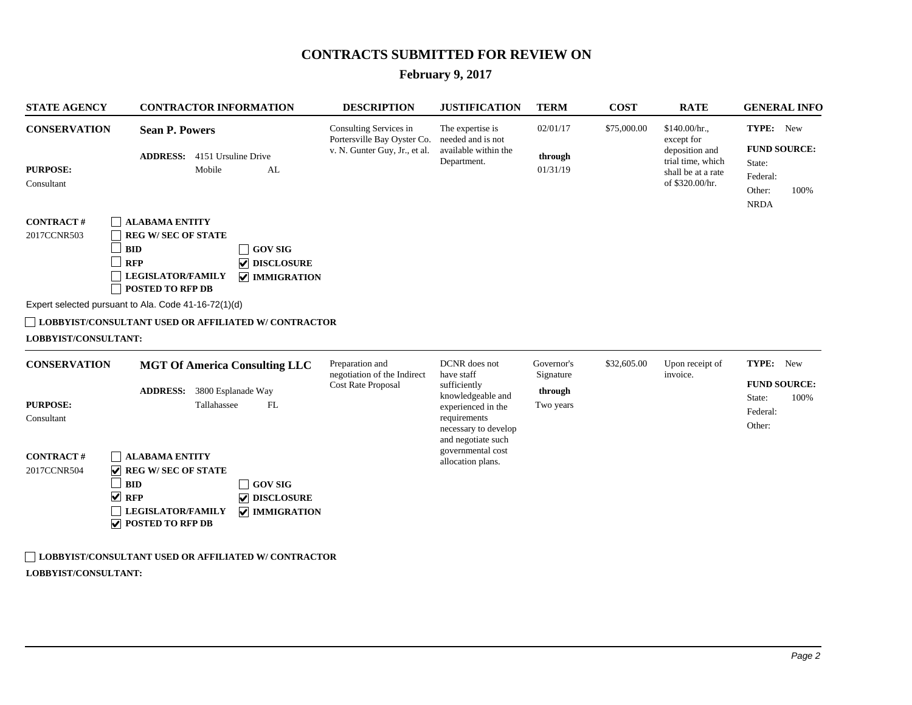# CONTRACTS SUBMITTED FOR REVIEW ON

## February 9, 2017

| STATE AGENCY | CONTRACTOR INFORMATION | DESCRIPTION | JUSTIFICATION | TERM | COST | RATE | GENERAL INFO |
|---|---|---|---|---|---|---|---|
| **CONSERVATION**<br><br>**PURPOSE:** Consultant<br><br>**CONTRACT #** 2017CCNR503 | **Sean P. Powers**<br>**ADDRESS:** 4151 Ursuline Drive, Mobile AL<br><br>☐ ALABAMA ENTITY<br>☐ REG W/ SEC OF STATE<br>☐ BID<br>☐ RFP<br>☐ LEGISLATOR/FAMILY<br>☐ POSTED TO RFP DB<br>☐ GOV SIG<br>☑ DISCLOSURE<br>☑ IMMIGRATION<br><br>Expert selected pursuant to Ala. Code 41-16-72(1)(d)<br><br>☐ LOBBYIST/CONSULTANT USED OR AFFILIATED W/ CONTRACTOR<br>**LOBBYIST/CONSULTANT:** | Consulting Services in Portersville Bay Oyster Co. v. N. Gunter Guy, Jr., et al. | The expertise is needed and is not available within the Department. | 02/01/17 **through** 01/31/19 | $75,000.00 | $140.00/hr., except for deposition and trial time, which shall be at a rate of $320.00/hr. | **TYPE:** New<br>**FUND SOURCE:**<br>State:<br>Federal:<br>Other: 100% NRDA |
| **CONSERVATION**<br><br>**PURPOSE:** Consultant<br><br>**CONTRACT #** 2017CCNR504 | **MGT Of America Consulting LLC**<br>**ADDRESS:** 3800 Esplanade Way, Tallahassee FL<br><br>☐ ALABAMA ENTITY<br>☑ REG W/ SEC OF STATE<br>☐ BID<br>☑ RFP<br>☐ LEGISLATOR/FAMILY<br>☑ POSTED TO RFP DB<br>☐ GOV SIG<br>☑ DISCLOSURE<br>☑ IMMIGRATION<br><br>☐ LOBBYIST/CONSULTANT USED OR AFFILIATED W/ CONTRACTOR<br>**LOBBYIST/CONSULTANT:** | Preparation and negotiation of the Indirect Cost Rate Proposal | DCNR does not have staff sufficiently knowledgeable and experienced in the requirements necessary to develop and negotiate such governmental cost allocation plans. | Governor's Signature **through** Two years | $32,605.00 | Upon receipt of invoice. | **TYPE:** New<br>**FUND SOURCE:**<br>State: 100%<br>Federal:<br>Other: |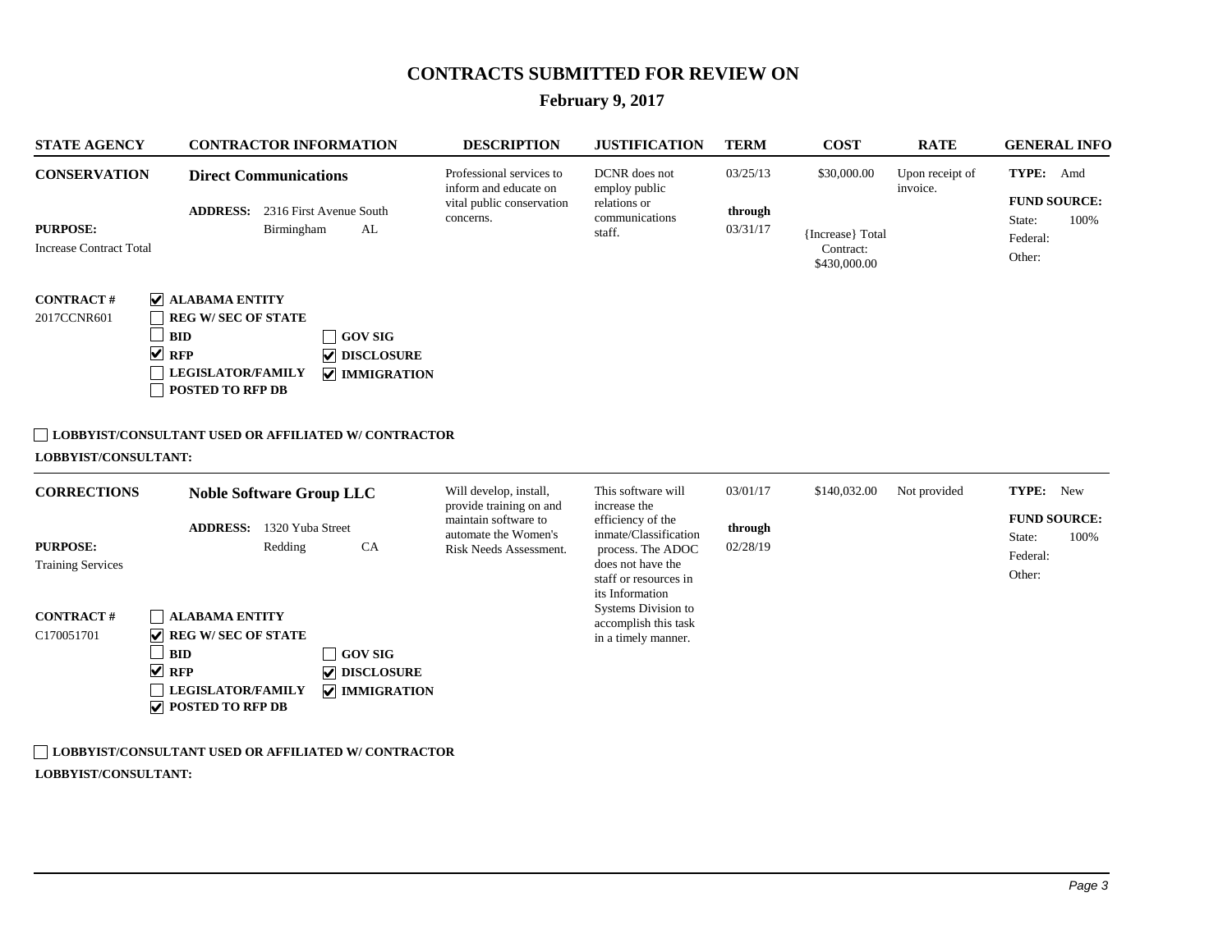# CONTRACTS SUBMITTED FOR REVIEW ON

## February 9, 2017

| STATE AGENCY | CONTRACTOR INFORMATION | DESCRIPTION | JUSTIFICATION | TERM | COST | RATE | GENERAL INFO |
|---|---|---|---|---|---|---|---|
| **CONSERVATION**<br><br>**PURPOSE:**<br>Increase Contract Total<br><br>**CONTRACT #**<br>2017CCNR601 | **Direct Communications**<br><br>**ADDRESS:** 2316 First Avenue South<br>Birmingham AL<br><br>☑ ALABAMA ENTITY<br>☐ REG W/ SEC OF STATE<br>☐ BID<br>☑ RFP<br>☐ LEGISLATOR/FAMILY<br>☐ POSTED TO RFP DB<br>☐ GOV SIG<br>☑ DISCLOSURE<br>☑ IMMIGRATION | Professional services to inform and educate on vital public conservation concerns. | DCNR does not employ public relations or communications staff. | 03/25/13<br>**through**<br>03/31/17 | $30,000.00<br><br>{Increase} Total Contract: $430,000.00 | Upon receipt of invoice. | **TYPE:** Amd<br>**FUND SOURCE:**<br>State: 100%<br>Federal:<br>Other: |

☐ **LOBBYIST/CONSULTANT USED OR AFFILIATED W/ CONTRACTOR**

**LOBBYIST/CONSULTANT:**

| STATE AGENCY | CONTRACTOR INFORMATION | DESCRIPTION | JUSTIFICATION | TERM | COST | RATE | GENERAL INFO |
|---|---|---|---|---|---|---|---|
| **CORRECTIONS**<br><br>**PURPOSE:**<br>Training Services<br><br>**CONTRACT #**<br>C170051701 | **Noble Software Group LLC**<br><br>**ADDRESS:** 1320 Yuba Street<br>Redding CA<br><br>☐ ALABAMA ENTITY<br>☑ REG W/ SEC OF STATE<br>☐ BID<br>☑ RFP<br>☐ LEGISLATOR/FAMILY<br>☑ POSTED TO RFP DB<br>☐ GOV SIG<br>☑ DISCLOSURE<br>☑ IMMIGRATION | Will develop, install, provide training on and maintain software to automate the Women's Risk Needs Assessment. | This software will increase the efficiency of the inmate/Classification process. The ADOC does not have the staff or resources in its Information Systems Division to accomplish this task in a timely manner. | 03/01/17<br>**through**<br>02/28/19 | $140,032.00 | Not provided | **TYPE:** New<br>**FUND SOURCE:**<br>State: 100%<br>Federal:<br>Other: |

☐ **LOBBYIST/CONSULTANT USED OR AFFILIATED W/ CONTRACTOR**

**LOBBYIST/CONSULTANT:**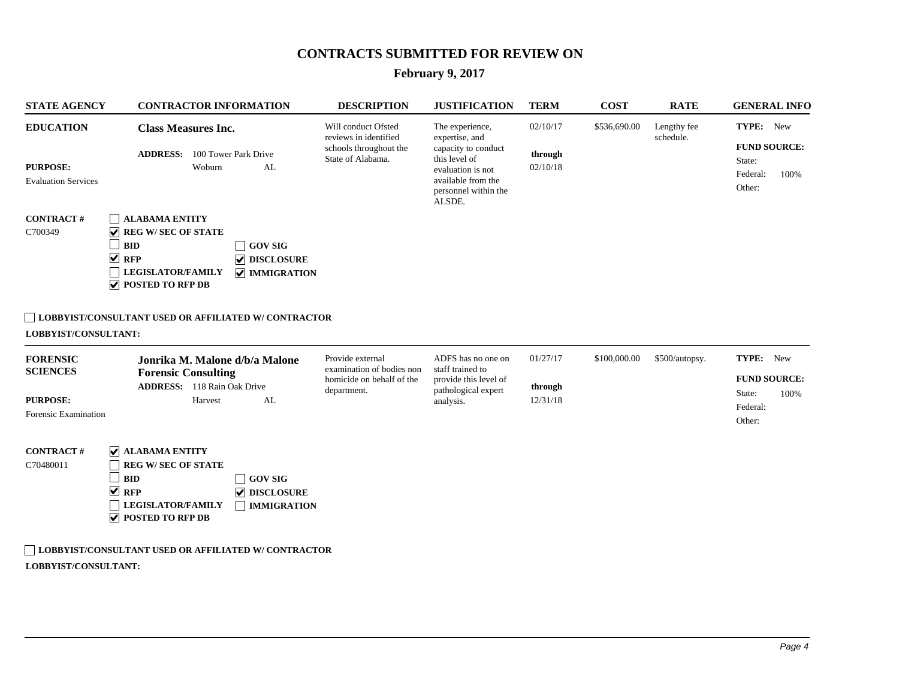# CONTRACTS SUBMITTED FOR REVIEW ON

## February 9, 2017

| STATE AGENCY | CONTRACTOR INFORMATION | DESCRIPTION | JUSTIFICATION | TERM | COST | RATE | GENERAL INFO |
|---|---|---|---|---|---|---|---|
| **EDUCATION**<br><br>**PURPOSE:**<br>Evaluation Services<br><br>**CONTRACT #**<br>C700349 | **Class Measures Inc.**<br><br>**ADDRESS:** 100 Tower Park Drive<br>Woburn AL<br><br>☐ ALABAMA ENTITY<br>☑ REG W/ SEC OF STATE<br>☐ BID<br>☑ RFP<br>☐ LEGISLATOR/FAMILY<br>☑ POSTED TO RFP DB<br>☐ GOV SIG<br>☑ DISCLOSURE<br>☑ IMMIGRATION | Will conduct Ofsted reviews in identified schools throughout the State of Alabama. | The experience, expertise, and capacity to conduct this level of evaluation is not available from the personnel within the ALSDE. | 02/10/17<br>**through**<br>02/10/18 | $536,690.00 | Lengthy fee schedule. | **TYPE:** New<br>**FUND SOURCE:**<br>State:<br>Federal: 100%<br>Other: |

☐ **LOBBYIST/CONSULTANT USED OR AFFILIATED W/ CONTRACTOR**

**LOBBYIST/CONSULTANT:**

| STATE AGENCY | CONTRACTOR INFORMATION | DESCRIPTION | JUSTIFICATION | TERM | COST | RATE | GENERAL INFO |
|---|---|---|---|---|---|---|---|
| **FORENSIC SCIENCES**<br><br>**PURPOSE:**<br>Forensic Examination<br><br>**CONTRACT #**<br>C70480011 | **Jonrika M. Malone d/b/a Malone Forensic Consulting**<br>**ADDRESS:** 118 Rain Oak Drive<br>Harvest AL<br><br>☑ ALABAMA ENTITY<br>☐ REG W/ SEC OF STATE<br>☐ BID<br>☑ RFP<br>☐ LEGISLATOR/FAMILY<br>☑ POSTED TO RFP DB<br>☐ GOV SIG<br>☑ DISCLOSURE<br>☐ IMMIGRATION | Provide external examination of bodies non homicide on behalf of the department. | ADFS has no one on staff trained to provide this level of pathological expert analysis. | 01/27/17<br>**through**<br>12/31/18 | $100,000.00 | $500/autopsy. | **TYPE:** New<br>**FUND SOURCE:**<br>State: 100%<br>Federal:<br>Other: |

☐ **LOBBYIST/CONSULTANT USED OR AFFILIATED W/ CONTRACTOR**

**LOBBYIST/CONSULTANT:**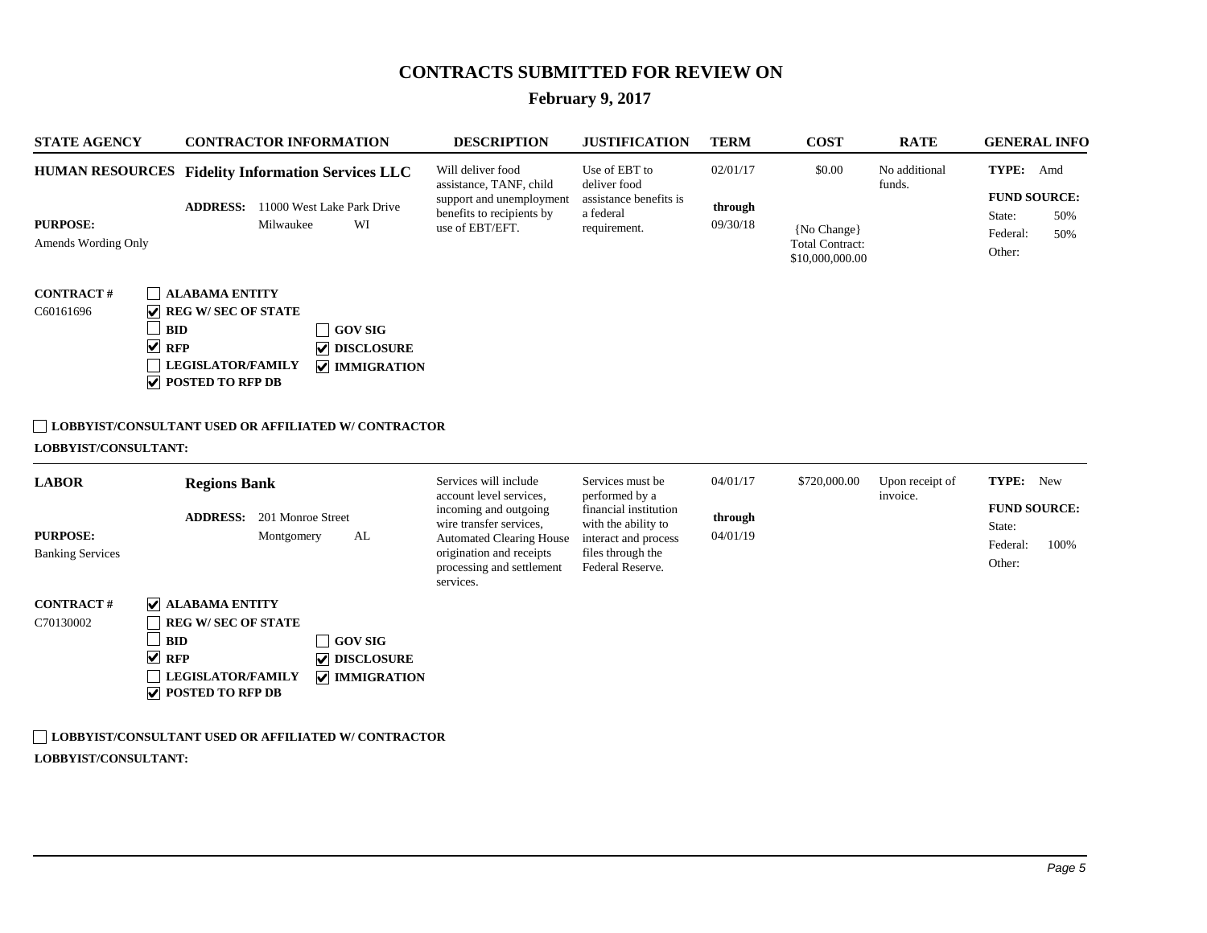# CONTRACTS SUBMITTED FOR REVIEW ON

## February 9, 2017

| STATE AGENCY | CONTRACTOR INFORMATION | DESCRIPTION | JUSTIFICATION | TERM | COST | RATE | GENERAL INFO |
|---|---|---|---|---|---|---|---|
| **HUMAN RESOURCES**<br><br>**PURPOSE:**<br>Amends Wording Only<br><br>**CONTRACT #**<br>C60161696 | **Fidelity Information Services LLC**<br><br>**ADDRESS:** 11000 West Lake Park Drive, Milwaukee WI<br><br>☐ ALABAMA ENTITY<br>☑ REG W/ SEC OF STATE<br>☐ BID<br>☑ RFP<br>☐ LEGISLATOR/FAMILY<br>☑ POSTED TO RFP DB<br>☐ GOV SIG<br>☑ DISCLOSURE<br>☑ IMMIGRATION | Will deliver food assistance, TANF, child support and unemployment benefits to recipients by use of EBT/EFT. | Use of EBT to deliver food assistance benefits is a federal requirement. | 02/01/17<br>**through**<br>09/30/18 | $0.00<br><br>{No Change}<br>Total Contract:<br>$10,000,000.00 | No additional funds. | **TYPE:** Amd<br>**FUND SOURCE:**<br>State: 50%<br>Federal: 50%<br>Other: |

☐ **LOBBYIST/CONSULTANT USED OR AFFILIATED W/ CONTRACTOR**

**LOBBYIST/CONSULTANT:**

| STATE AGENCY | CONTRACTOR INFORMATION | DESCRIPTION | JUSTIFICATION | TERM | COST | RATE | GENERAL INFO |
|---|---|---|---|---|---|---|---|
| **LABOR**<br><br>**PURPOSE:**<br>Banking Services<br><br>**CONTRACT #**<br>C70130002 | **Regions Bank**<br><br>**ADDRESS:** 201 Monroe Street, Montgomery AL<br><br>☑ ALABAMA ENTITY<br>☐ REG W/ SEC OF STATE<br>☐ BID<br>☑ RFP<br>☐ LEGISLATOR/FAMILY<br>☑ POSTED TO RFP DB<br>☐ GOV SIG<br>☑ DISCLOSURE<br>☑ IMMIGRATION | Services will include account level services, incoming and outgoing wire transfer services, Automated Clearing House origination and receipts processing and settlement services. | Services must be performed by a financial institution with the ability to interact and process files through the Federal Reserve. | 04/01/17<br>**through**<br>04/01/19 | $720,000.00 | Upon receipt of invoice. | **TYPE:** New<br>**FUND SOURCE:**<br>State:<br>Federal: 100%<br>Other: |

☐ **LOBBYIST/CONSULTANT USED OR AFFILIATED W/ CONTRACTOR**

**LOBBYIST/CONSULTANT:**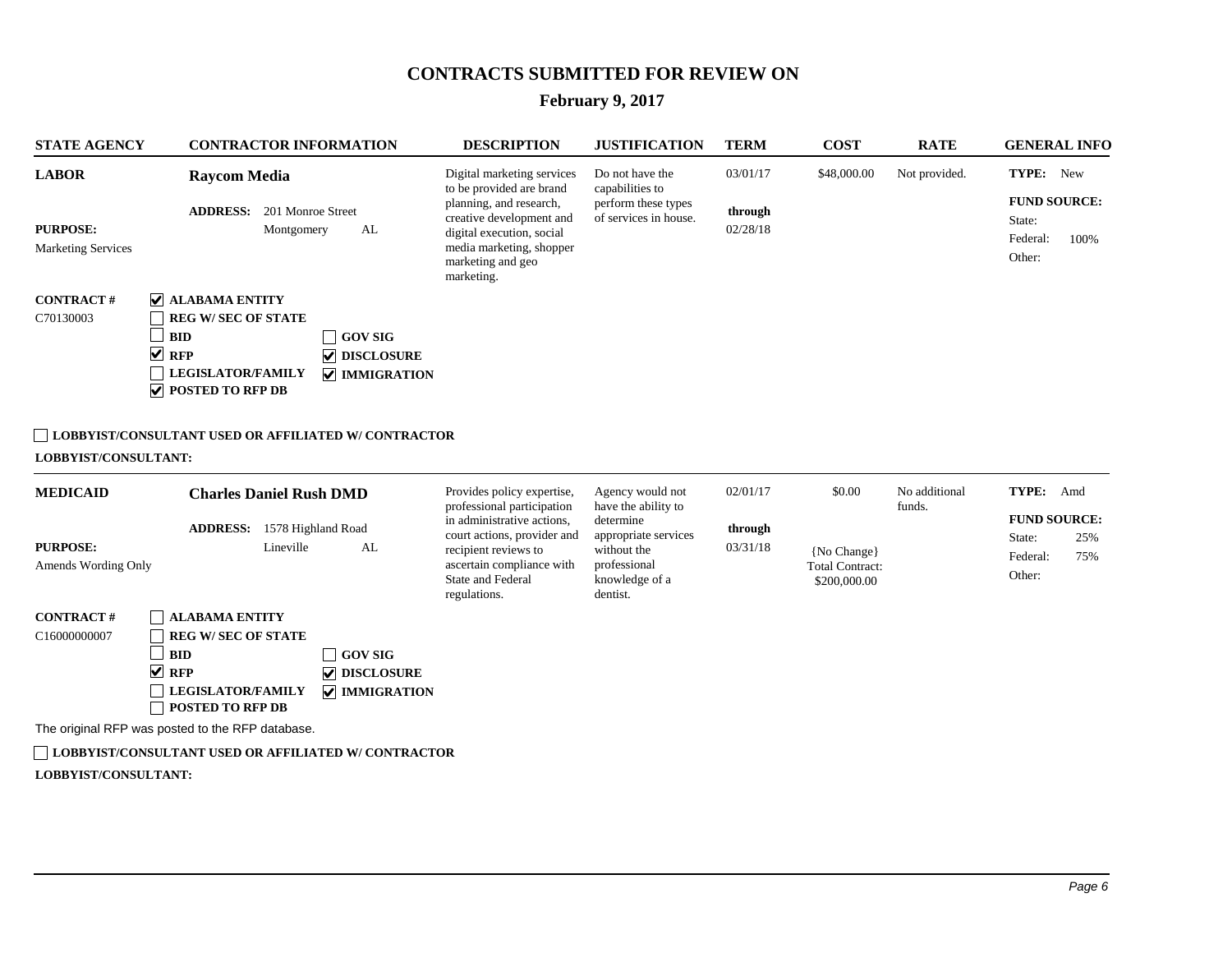# CONTRACTS SUBMITTED FOR REVIEW ON

## February 9, 2017

| STATE AGENCY | CONTRACTOR INFORMATION | DESCRIPTION | JUSTIFICATION | TERM | COST | RATE | GENERAL INFO |
|---|---|---|---|---|---|---|---|
| **LABOR**<br><br>**PURPOSE:**<br>Marketing Services<br><br>**CONTRACT #**<br>C70130003 | **Raycom Media**<br><br>**ADDRESS:** 201 Monroe Street<br>Montgomery AL<br><br>☑ **ALABAMA ENTITY**<br>☐ **REG W/ SEC OF STATE**<br>☐ **BID** ☐ **GOV SIG**<br>☑ **RFP** ☑ **DISCLOSURE**<br>☐ **LEGISLATOR/FAMILY** ☑ **IMMIGRATION**<br>☑ **POSTED TO RFP DB** | Digital marketing services to be provided are brand planning, and research, creative development and digital execution, social media marketing, shopper marketing and geo marketing. | Do not have the capabilities to perform these types of services in house. | 03/01/17<br>**through**<br>02/28/18 | $48,000.00 | Not provided. | **TYPE:** New<br>**FUND SOURCE:**<br>State:<br>Federal: 100%<br>Other: |

☐ **LOBBYIST/CONSULTANT USED OR AFFILIATED W/ CONTRACTOR**

**LOBBYIST/CONSULTANT:**

| STATE AGENCY | CONTRACTOR INFORMATION | DESCRIPTION | JUSTIFICATION | TERM | COST | RATE | GENERAL INFO |
|---|---|---|---|---|---|---|---|
| **MEDICAID**<br><br>**PURPOSE:**<br>Amends Wording Only<br><br>**CONTRACT #**<br>C16000000007 | **Charles Daniel Rush DMD**<br><br>**ADDRESS:** 1578 Highland Road<br>Lineville AL<br><br>☐ **ALABAMA ENTITY**<br>☐ **REG W/ SEC OF STATE**<br>☐ **BID** ☐ **GOV SIG**<br>☑ **RFP** ☑ **DISCLOSURE**<br>☐ **LEGISLATOR/FAMILY** ☑ **IMMIGRATION**<br>☐ **POSTED TO RFP DB** | Provides policy expertise, professional participation in administrative actions, court actions, provider and recipient reviews to ascertain compliance with State and Federal regulations. | Agency would not have the ability to determine appropriate services without the professional knowledge of a dentist. | 02/01/17<br>**through**<br>03/31/18 | $0.00<br><br>{No Change}<br>Total Contract:<br>$200,000.00 | No additional funds. | **TYPE:** Amd<br>**FUND SOURCE:**<br>State: 25%<br>Federal: 75%<br>Other: |

The original RFP was posted to the RFP database.

☐ **LOBBYIST/CONSULTANT USED OR AFFILIATED W/ CONTRACTOR**

**LOBBYIST/CONSULTANT:**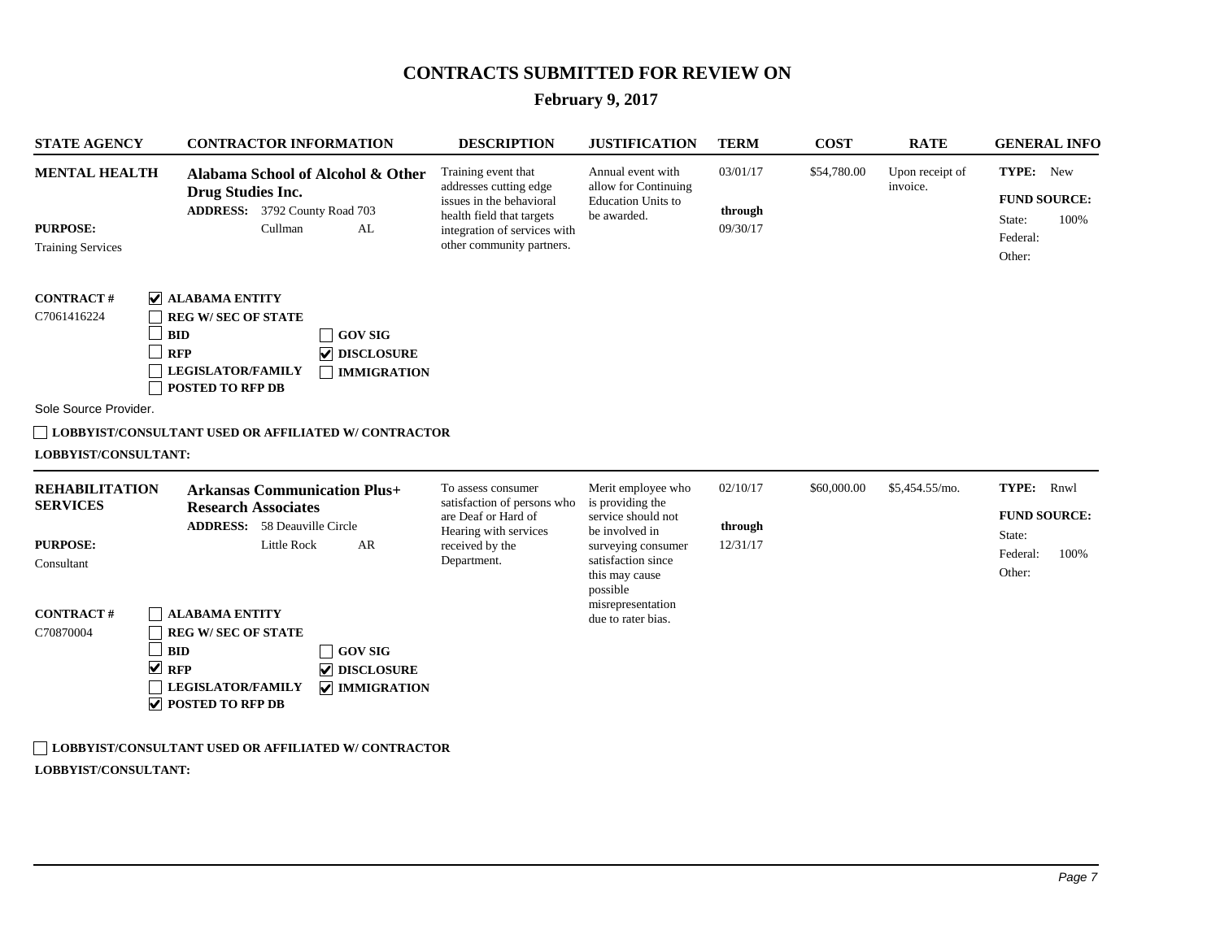# CONTRACTS SUBMITTED FOR REVIEW ON

## February 9, 2017

| STATE AGENCY | CONTRACTOR INFORMATION | DESCRIPTION | JUSTIFICATION | TERM | COST | RATE | GENERAL INFO |
|---|---|---|---|---|---|---|---|
| **MENTAL HEALTH**<br><br>**PURPOSE:**<br>Training Services | **Alabama School of Alcohol & Other Drug Studies Inc.**<br>**ADDRESS:** 3792 County Road 703<br>Cullman AL | Training event that addresses cutting edge issues in the behavioral health field that targets integration of services with other community partners. | Annual event with allow for Continuing Education Units to be awarded. | 03/01/17<br>**through**<br>09/30/17 | $54,780.00 | Upon receipt of invoice. | **TYPE:** New<br>**FUND SOURCE:**<br>State: 100%<br>Federal:<br>Other: |

**CONTRACT #**
C7061416224

- ☑ **ALABAMA ENTITY**
- ☐ **REG W/ SEC OF STATE**
- ☐ **BID**
- ☐ **RFP**
- ☐ **LEGISLATOR/FAMILY**
- ☐ **POSTED TO RFP DB**
- ☐ **GOV SIG**
- ☑ **DISCLOSURE**
- ☐ **IMMIGRATION**

Sole Source Provider.

☐ **LOBBYIST/CONSULTANT USED OR AFFILIATED W/ CONTRACTOR**

**LOBBYIST/CONSULTANT:**

---

| STATE AGENCY | CONTRACTOR INFORMATION | DESCRIPTION | JUSTIFICATION | TERM | COST | RATE | GENERAL INFO |
|---|---|---|---|---|---|---|---|
| **REHABILITATION SERVICES**<br><br>**PURPOSE:**<br>Consultant | **Arkansas Communication Plus+ Research Associates**<br>**ADDRESS:** 58 Deauville Circle<br>Little Rock AR | To assess consumer satisfaction of persons who are Deaf or Hard of Hearing with services received by the Department. | Merit employee who is providing the service should not be involved in surveying consumer satisfaction since this may cause possible misrepresentation due to rater bias. | 02/10/17<br>**through**<br>12/31/17 | $60,000.00 | $5,454.55/mo. | **TYPE:** Rnwl<br>**FUND SOURCE:**<br>State:<br>Federal: 100%<br>Other: |

**CONTRACT #**
C70870004

- ☐ **ALABAMA ENTITY**
- ☐ **REG W/ SEC OF STATE**
- ☐ **BID**
- ☑ **RFP**
- ☐ **LEGISLATOR/FAMILY**
- ☑ **POSTED TO RFP DB**
- ☐ **GOV SIG**
- ☑ **DISCLOSURE**
- ☑ **IMMIGRATION**

☐ **LOBBYIST/CONSULTANT USED OR AFFILIATED W/ CONTRACTOR**

**LOBBYIST/CONSULTANT:**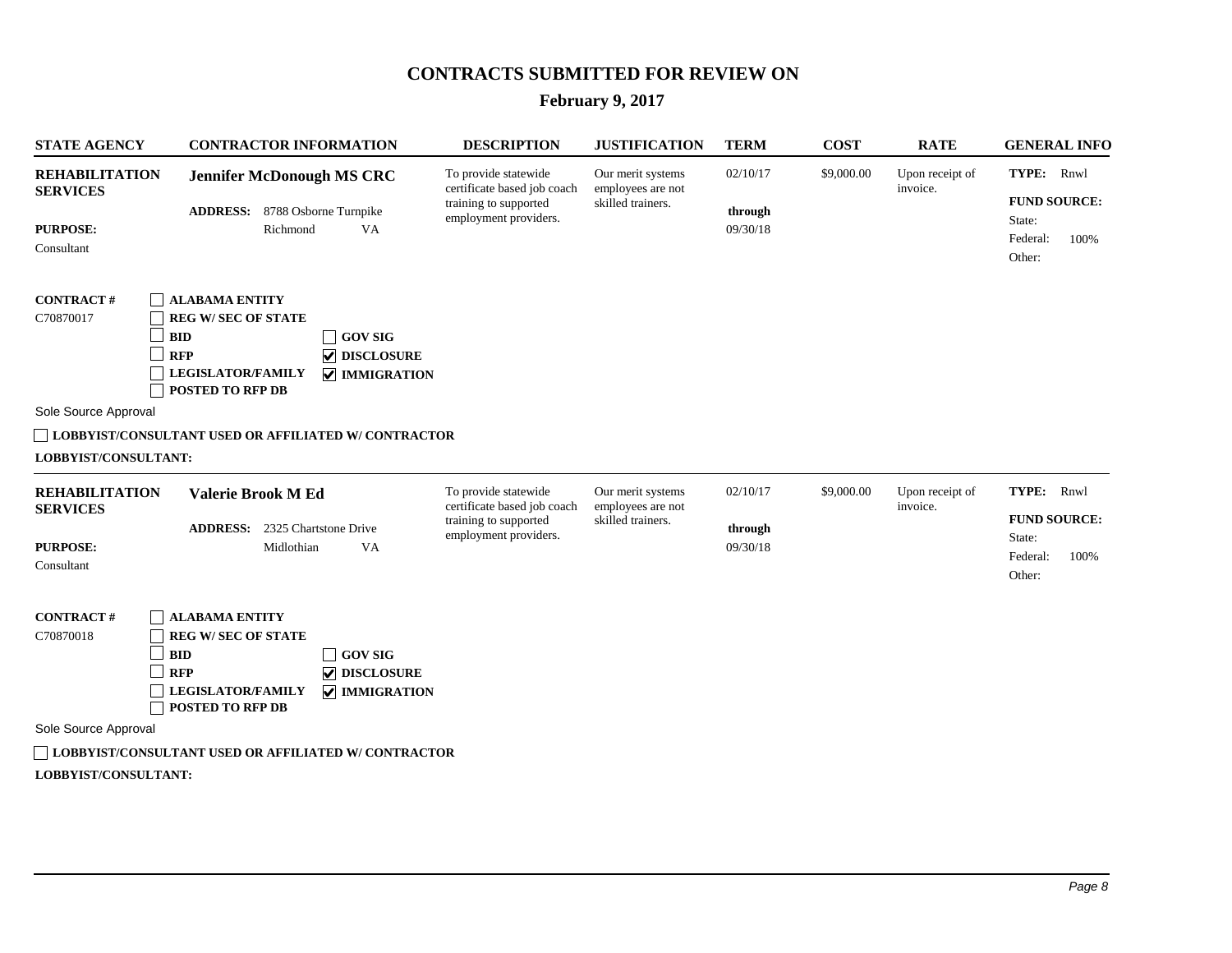# CONTRACTS SUBMITTED FOR REVIEW ON

## February 9, 2017

| STATE AGENCY | CONTRACTOR INFORMATION | DESCRIPTION | JUSTIFICATION | TERM | COST | RATE | GENERAL INFO |
|---|---|---|---|---|---|---|---|
| **REHABILITATION SERVICES** | **Jennifer McDonough MS CRC** | To provide statewide certificate based job coach training to supported employment providers. | Our merit systems employees are not skilled trainers. | 02/10/17 **through** 09/30/18 | $9,000.00 | Upon receipt of invoice. | **TYPE:** Rnwl |
| **PURPOSE:** Consultant | **ADDRESS:** 8788 Osborne Turnpike, Richmond VA | | | | | | **FUND SOURCE:** State: Federal: 100% Other: |

**CONTRACT #** C70870017

- [ ] ALABAMA ENTITY
- [ ] REG W/ SEC OF STATE
- [ ] BID
- [ ] RFP
- [ ] LEGISLATOR/FAMILY
- [ ] POSTED TO RFP DB
- [ ] GOV SIG
- [x] DISCLOSURE
- [x] IMMIGRATION

Sole Source Approval

- [ ] LOBBYIST/CONSULTANT USED OR AFFILIATED W/ CONTRACTOR

**LOBBYIST/CONSULTANT:**

---

| STATE AGENCY | CONTRACTOR INFORMATION | DESCRIPTION | JUSTIFICATION | TERM | COST | RATE | GENERAL INFO |
|---|---|---|---|---|---|---|---|
| **REHABILITATION SERVICES** | **Valerie Brook M Ed** | To provide statewide certificate based job coach training to supported employment providers. | Our merit systems employees are not skilled trainers. | 02/10/17 **through** 09/30/18 | $9,000.00 | Upon receipt of invoice. | **TYPE:** Rnwl |
| **PURPOSE:** Consultant | **ADDRESS:** 2325 Chartstone Drive, Midlothian VA | | | | | | **FUND SOURCE:** State: Federal: 100% Other: |

**CONTRACT #** C70870018

- [ ] ALABAMA ENTITY
- [ ] REG W/ SEC OF STATE
- [ ] BID
- [ ] RFP
- [ ] LEGISLATOR/FAMILY
- [ ] POSTED TO RFP DB
- [ ] GOV SIG
- [x] DISCLOSURE
- [x] IMMIGRATION

Sole Source Approval

- [ ] LOBBYIST/CONSULTANT USED OR AFFILIATED W/ CONTRACTOR

**LOBBYIST/CONSULTANT:**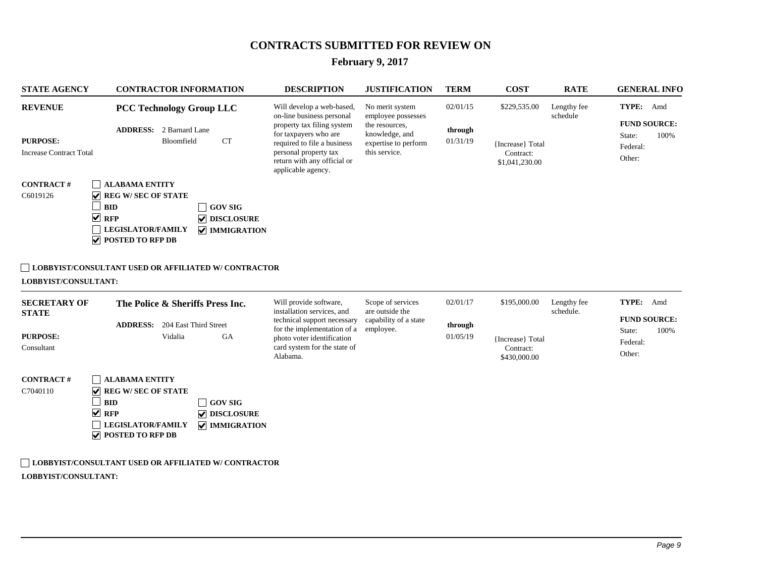# CONTRACTS SUBMITTED FOR REVIEW ON

## February 9, 2017

| STATE AGENCY | CONTRACTOR INFORMATION | DESCRIPTION | JUSTIFICATION | TERM | COST | RATE | GENERAL INFO |
|---|---|---|---|---|---|---|---|
| **REVENUE**<br><br>**PURPOSE:**<br>Increase Contract Total<br><br>**CONTRACT #**<br>C6019126 | **PCC Technology Group LLC**<br><br>**ADDRESS:** 2 Barnard Lane<br>Bloomfield CT<br><br>☐ ALABAMA ENTITY<br>☑ REG W/ SEC OF STATE<br>☐ BID<br>☑ RFP<br>☐ LEGISLATOR/FAMILY<br>☑ POSTED TO RFP DB<br>☐ GOV SIG<br>☑ DISCLOSURE<br>☑ IMMIGRATION | Will develop a web-based, on-line business personal property tax filing system for taxpayers who are required to file a business personal property tax return with any official or applicable agency. | No merit system employee possesses the resources, knowledge, and expertise to perform this service. | 02/01/15<br>through<br>01/31/19 | $229,535.00<br><br>{Increase} Total Contract:<br>$1,041,230.00 | Lengthy fee schedule | **TYPE:** Amd<br><br>**FUND SOURCE:**<br>State: 100%<br>Federal:<br>Other: |

☐ **LOBBYIST/CONSULTANT USED OR AFFILIATED W/ CONTRACTOR**

**LOBBYIST/CONSULTANT:**

---

| STATE AGENCY | CONTRACTOR INFORMATION | DESCRIPTION | JUSTIFICATION | TERM | COST | RATE | GENERAL INFO |
|---|---|---|---|---|---|---|---|
| **SECRETARY OF STATE**<br><br>**PURPOSE:**<br>Consultant<br><br>**CONTRACT #**<br>C7040110 | **The Police & Sheriffs Press Inc.**<br><br>**ADDRESS:** 204 East Third Street<br>Vidalia GA<br><br>☐ ALABAMA ENTITY<br>☑ REG W/ SEC OF STATE<br>☐ BID<br>☑ RFP<br>☐ LEGISLATOR/FAMILY<br>☑ POSTED TO RFP DB<br>☐ GOV SIG<br>☑ DISCLOSURE<br>☑ IMMIGRATION | Will provide software, installation services, and technical support necessary for the implementation of a photo voter identification card system for the state of Alabama. | Scope of services are outside the capability of a state employee. | 02/01/17<br>through<br>01/05/19 | $195,000.00<br><br>{Increase} Total Contract:<br>$430,000.00 | Lengthy fee schedule. | **TYPE:** Amd<br><br>**FUND SOURCE:**<br>State: 100%<br>Federal:<br>Other: |

☐ **LOBBYIST/CONSULTANT USED OR AFFILIATED W/ CONTRACTOR**

**LOBBYIST/CONSULTANT:**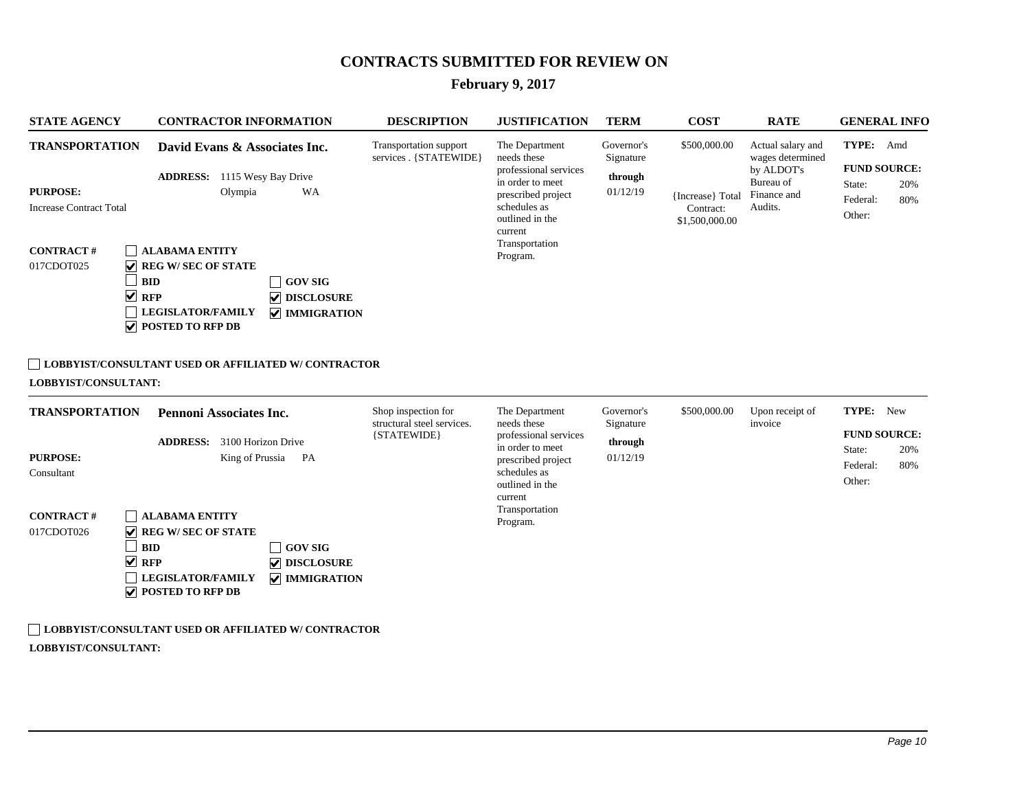# CONTRACTS SUBMITTED FOR REVIEW ON

## February 9, 2017

| STATE AGENCY | CONTRACTOR INFORMATION | DESCRIPTION | JUSTIFICATION | TERM | COST | RATE | GENERAL INFO |
|---|---|---|---|---|---|---|---|
| **TRANSPORTATION**<br><br>**PURPOSE:**<br>Increase Contract Total<br><br>**CONTRACT #**<br>017CDOT025 | **David Evans & Associates Inc.**<br><br>**ADDRESS:** 1115 Wesy Bay Drive<br>Olympia WA<br><br>☐ **ALABAMA ENTITY**<br>☑ **REG W/ SEC OF STATE**<br>☐ **BID**<br>☑ **RFP**<br>☐ **LEGISLATOR/FAMILY**<br>☑ **POSTED TO RFP DB**<br>☐ **GOV SIG**<br>☑ **DISCLOSURE**<br>☑ **IMMIGRATION** | Transportation support services . {STATEWIDE} | The Department needs these professional services in order to meet prescribed project schedules as outlined in the current Transportation Program. | Governor's Signature<br>**through**<br>01/12/19 | $500,000.00<br><br>{Increase} Total Contract: $1,500,000.00 | Actual salary and wages determined by ALDOT's Bureau of Finance and Audits. | **TYPE:** Amd<br><br>**FUND SOURCE:**<br>State: 20%<br>Federal: 80%<br>Other: |

☐ **LOBBYIST/CONSULTANT USED OR AFFILIATED W/ CONTRACTOR**

**LOBBYIST/CONSULTANT:**

| STATE AGENCY | CONTRACTOR INFORMATION | DESCRIPTION | JUSTIFICATION | TERM | COST | RATE | GENERAL INFO |
|---|---|---|---|---|---|---|---|
| **TRANSPORTATION**<br><br>**PURPOSE:**<br>Consultant<br><br>**CONTRACT #**<br>017CDOT026 | **Pennoni Associates Inc.**<br><br>**ADDRESS:** 3100 Horizon Drive<br>King of Prussia PA<br><br>☐ **ALABAMA ENTITY**<br>☑ **REG W/ SEC OF STATE**<br>☐ **BID**<br>☑ **RFP**<br>☐ **LEGISLATOR/FAMILY**<br>☑ **POSTED TO RFP DB**<br>☐ **GOV SIG**<br>☑ **DISCLOSURE**<br>☑ **IMMIGRATION** | Shop inspection for structural steel services. {STATEWIDE} | The Department needs these professional services in order to meet prescribed project schedules as outlined in the current Transportation Program. | Governor's Signature<br>**through**<br>01/12/19 | $500,000.00 | Upon receipt of invoice | **TYPE:** New<br><br>**FUND SOURCE:**<br>State: 20%<br>Federal: 80%<br>Other: |

☐ **LOBBYIST/CONSULTANT USED OR AFFILIATED W/ CONTRACTOR**

**LOBBYIST/CONSULTANT:**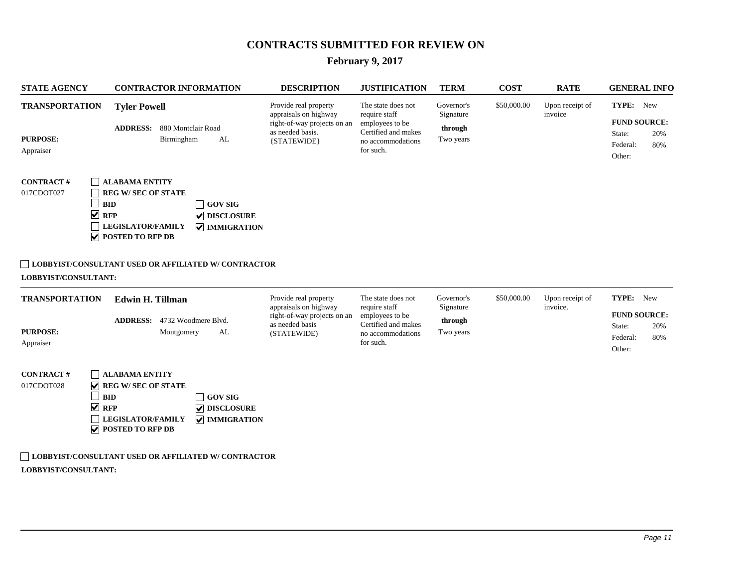# CONTRACTS SUBMITTED FOR REVIEW ON

## February 9, 2017

| STATE AGENCY | CONTRACTOR INFORMATION | DESCRIPTION | JUSTIFICATION | TERM | COST | RATE | GENERAL INFO |
|---|---|---|---|---|---|---|---|
| **TRANSPORTATION**<br><br>**PURPOSE:**<br>Appraiser | **Tyler Powell**<br><br>**ADDRESS:** 880 Montclair Road<br>Birmingham AL | Provide real property appraisals on highway right-of-way projects on an as needed basis. {STATEWIDE} | The state does not require staff employees to be Certified and makes no accommodations for such. | Governor's Signature<br>**through**<br>Two years | $50,000.00 | Upon receipt of invoice | **TYPE:** New<br>**FUND SOURCE:**<br>State: 20%<br>Federal: 80%<br>Other: |

**CONTRACT #**
017CDOT027

- ☐ ALABAMA ENTITY
- ☐ REG W/ SEC OF STATE
- ☐ BID
- ☑ RFP
- ☐ LEGISLATOR/FAMILY
- ☑ POSTED TO RFP DB
- ☐ GOV SIG
- ☑ DISCLOSURE
- ☑ IMMIGRATION

☐ **LOBBYIST/CONSULTANT USED OR AFFILIATED W/ CONTRACTOR**

**LOBBYIST/CONSULTANT:**

---

| STATE AGENCY | CONTRACTOR INFORMATION | DESCRIPTION | JUSTIFICATION | TERM | COST | RATE | GENERAL INFO |
|---|---|---|---|---|---|---|---|
| **TRANSPORTATION**<br><br>**PURPOSE:**<br>Appraiser | **Edwin H. Tillman**<br><br>**ADDRESS:** 4732 Woodmere Blvd.<br>Montgomery AL | Provide real property appraisals on highway right-of-way projects on an as needed basis (STATEWIDE) | The state does not require staff employees to be Certified and makes no accommodations for such. | Governor's Signature<br>**through**<br>Two years | $50,000.00 | Upon receipt of invoice. | **TYPE:** New<br>**FUND SOURCE:**<br>State: 20%<br>Federal: 80%<br>Other: |

**CONTRACT #**
017CDOT028

- ☐ ALABAMA ENTITY
- ☑ REG W/ SEC OF STATE
- ☐ BID
- ☑ RFP
- ☐ LEGISLATOR/FAMILY
- ☑ POSTED TO RFP DB
- ☐ GOV SIG
- ☑ DISCLOSURE
- ☑ IMMIGRATION

☐ **LOBBYIST/CONSULTANT USED OR AFFILIATED W/ CONTRACTOR**

**LOBBYIST/CONSULTANT:**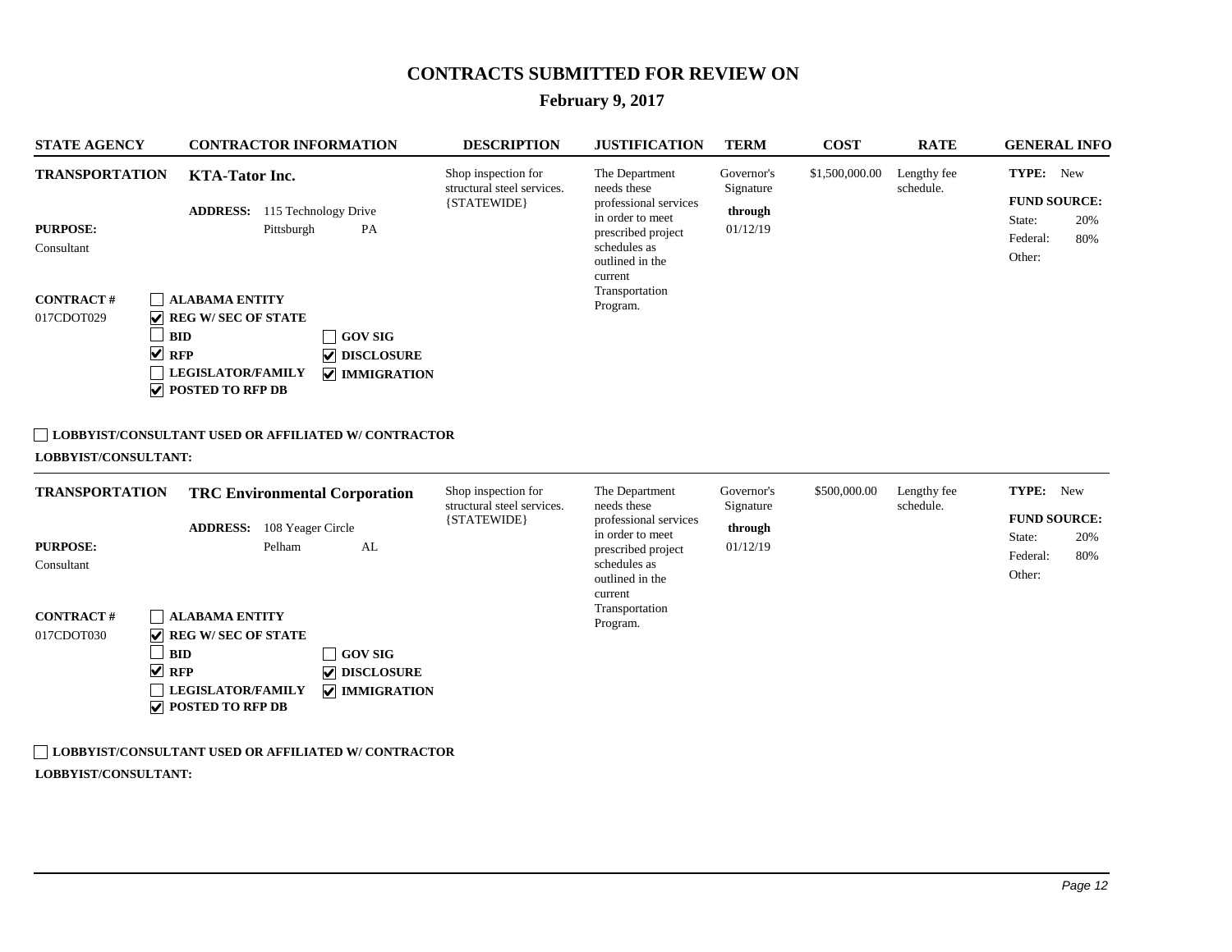# CONTRACTS SUBMITTED FOR REVIEW ON

## February 9, 2017

| STATE AGENCY | CONTRACTOR INFORMATION | DESCRIPTION | JUSTIFICATION | TERM | COST | RATE | GENERAL INFO |
|---|---|---|---|---|---|---|---|
| **TRANSPORTATION**<br><br>**PURPOSE:** Consultant<br><br>**CONTRACT #** 017CDOT029 | **KTA-Tator Inc.**<br><br>**ADDRESS:** 115 Technology Drive, Pittsburgh PA<br><br>☐ ALABAMA ENTITY<br>☑ REG W/ SEC OF STATE<br>☐ BID<br>☑ RFP<br>☐ LEGISLATOR/FAMILY<br>☑ POSTED TO RFP DB<br>☐ GOV SIG<br>☑ DISCLOSURE<br>☑ IMMIGRATION | Shop inspection for structural steel services. {STATEWIDE} | The Department needs these professional services in order to meet prescribed project schedules as outlined in the current Transportation Program. | Governor's Signature **through** 01/12/19 | $1,500,000.00 | Lengthy fee schedule. | **TYPE:** New<br>**FUND SOURCE:**<br>State: 20%<br>Federal: 80%<br>Other: |

☐ **LOBBYIST/CONSULTANT USED OR AFFILIATED W/ CONTRACTOR**

**LOBBYIST/CONSULTANT:**

| STATE AGENCY | CONTRACTOR INFORMATION | DESCRIPTION | JUSTIFICATION | TERM | COST | RATE | GENERAL INFO |
|---|---|---|---|---|---|---|---|
| **TRANSPORTATION**<br><br>**PURPOSE:** Consultant<br><br>**CONTRACT #** 017CDOT030 | **TRC Environmental Corporation**<br><br>**ADDRESS:** 108 Yeager Circle, Pelham AL<br><br>☐ ALABAMA ENTITY<br>☑ REG W/ SEC OF STATE<br>☐ BID<br>☑ RFP<br>☐ LEGISLATOR/FAMILY<br>☑ POSTED TO RFP DB<br>☐ GOV SIG<br>☑ DISCLOSURE<br>☑ IMMIGRATION | Shop inspection for structural steel services. {STATEWIDE} | The Department needs these professional services in order to meet prescribed project schedules as outlined in the current Transportation Program. | Governor's Signature **through** 01/12/19 | $500,000.00 | Lengthy fee schedule. | **TYPE:** New<br>**FUND SOURCE:**<br>State: 20%<br>Federal: 80%<br>Other: |

☐ **LOBBYIST/CONSULTANT USED OR AFFILIATED W/ CONTRACTOR**

**LOBBYIST/CONSULTANT:**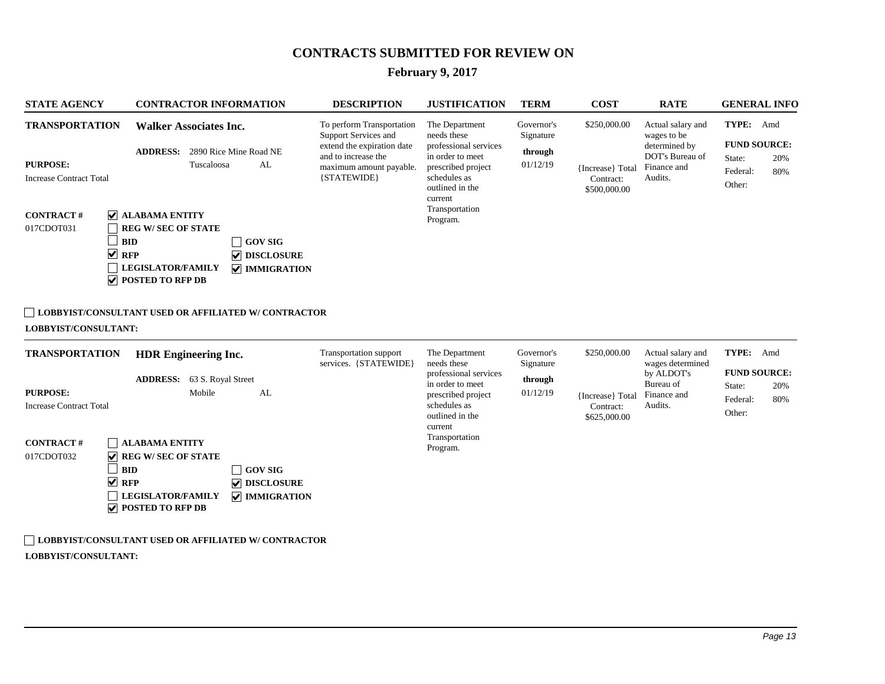# CONTRACTS SUBMITTED FOR REVIEW ON

## February 9, 2017

| STATE AGENCY | CONTRACTOR INFORMATION | DESCRIPTION | JUSTIFICATION | TERM | COST | RATE | GENERAL INFO |
|---|---|---|---|---|---|---|---|
| **TRANSPORTATION**<br><br>**PURPOSE:**<br>Increase Contract Total<br><br>**CONTRACT #**<br>017CDOT031 | **Walker Associates Inc.**<br><br>**ADDRESS:** 2890 Rice Mine Road NE<br>Tuscaloosa AL<br><br>☑ **ALABAMA ENTITY**<br>☐ **REG W/ SEC OF STATE**<br>☐ **BID**<br>☑ **RFP**<br>☐ **LEGISLATOR/FAMILY**<br>☑ **POSTED TO RFP DB**<br>☐ **GOV SIG**<br>☑ **DISCLOSURE**<br>☑ **IMMIGRATION** | To perform Transportation Support Services and extend the expiration date and to increase the maximum amount payable. {STATEWIDE} | The Department needs these professional services in order to meet prescribed project schedules as outlined in the current Transportation Program. | Governor's Signature<br>**through**<br>01/12/19 | $250,000.00<br><br>{Increase} Total Contract:<br>$500,000.00 | Actual salary and wages to be determined by DOT's Bureau of Finance and Audits. | **TYPE:** Amd<br><br>**FUND SOURCE:**<br>State: 20%<br>Federal: 80%<br>Other: |

☐ **LOBBYIST/CONSULTANT USED OR AFFILIATED W/ CONTRACTOR**

**LOBBYIST/CONSULTANT:**

| STATE AGENCY | CONTRACTOR INFORMATION | DESCRIPTION | JUSTIFICATION | TERM | COST | RATE | GENERAL INFO |
|---|---|---|---|---|---|---|---|
| **TRANSPORTATION**<br><br>**PURPOSE:**<br>Increase Contract Total<br><br>**CONTRACT #**<br>017CDOT032 | **HDR Engineering Inc.**<br><br>**ADDRESS:** 63 S. Royal Street<br>Mobile AL<br><br>☐ **ALABAMA ENTITY**<br>☑ **REG W/ SEC OF STATE**<br>☐ **BID**<br>☑ **RFP**<br>☐ **LEGISLATOR/FAMILY**<br>☑ **POSTED TO RFP DB**<br>☐ **GOV SIG**<br>☑ **DISCLOSURE**<br>☑ **IMMIGRATION** | Transportation support services. {STATEWIDE} | The Department needs these professional services in order to meet prescribed project schedules as outlined in the current Transportation Program. | Governor's Signature<br>**through**<br>01/12/19 | $250,000.00<br><br>{Increase} Total Contract:<br>$625,000.00 | Actual salary and wages determined by ALDOT's Bureau of Finance and Audits. | **TYPE:** Amd<br><br>**FUND SOURCE:**<br>State: 20%<br>Federal: 80%<br>Other: |

☐ **LOBBYIST/CONSULTANT USED OR AFFILIATED W/ CONTRACTOR**

**LOBBYIST/CONSULTANT:**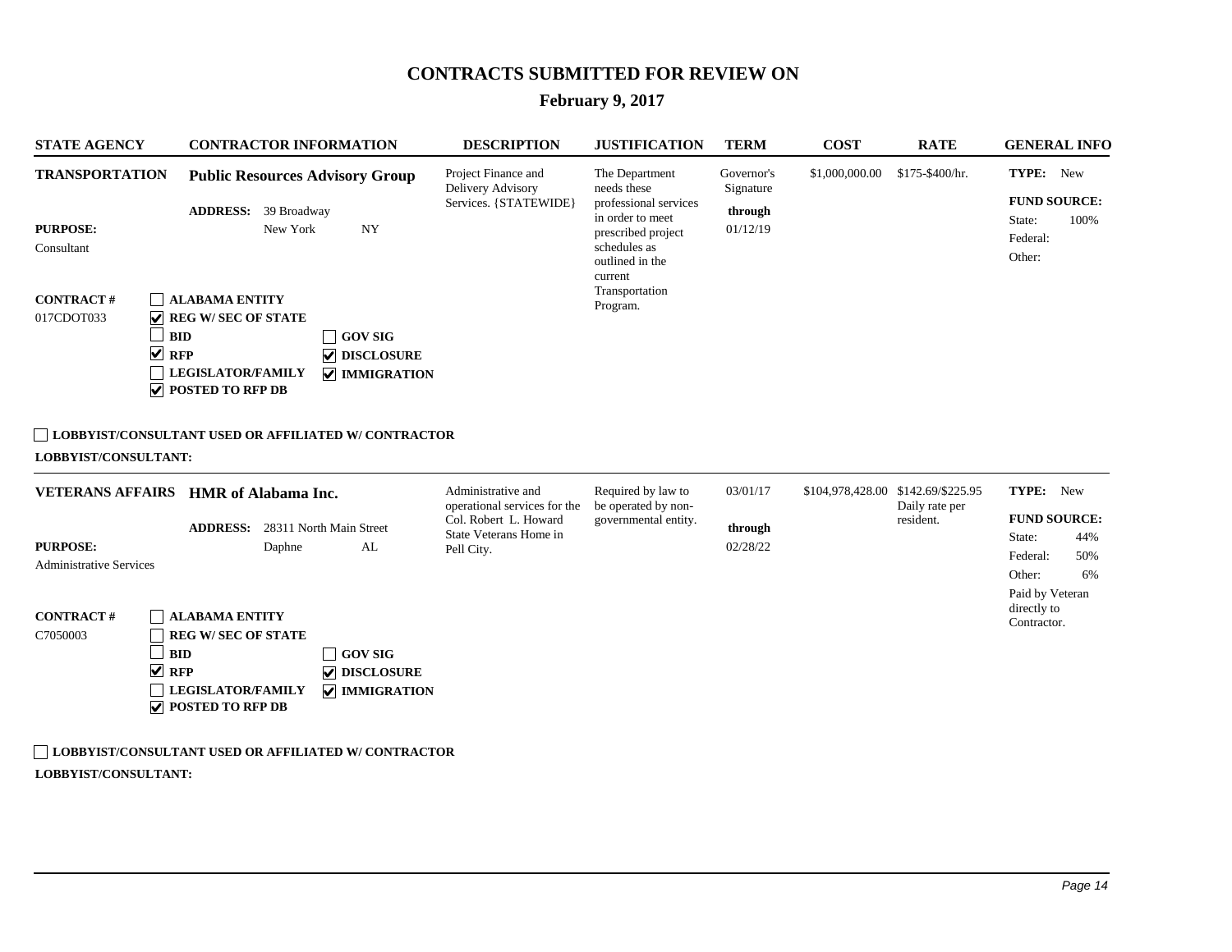# CONTRACTS SUBMITTED FOR REVIEW ON

## February 9, 2017

| STATE AGENCY | CONTRACTOR INFORMATION | DESCRIPTION | JUSTIFICATION | TERM | COST | RATE | GENERAL INFO |
|---|---|---|---|---|---|---|---|
| **TRANSPORTATION** | **Public Resources Advisory Group** | Project Finance and Delivery Advisory Services. {STATEWIDE} | The Department needs these professional services in order to meet prescribed project schedules as outlined in the current Transportation Program. | Governor's Signature **through** 01/12/19 | $1,000,000.00 | $175-$400/hr. | **TYPE:** New |
| | **ADDRESS:** 39 Broadway, New York NY | | | | | | **FUND SOURCE:** |
| **PURPOSE:** Consultant | | | | | | | State: 100% |
| | | | | | | | Federal: |
| | | | | | | | Other: |
| **CONTRACT #** 017CDOT033 | ☐ ALABAMA ENTITY<br>☑ REG W/ SEC OF STATE<br>☐ BID<br>☑ RFP<br>☐ LEGISLATOR/FAMILY<br>☑ POSTED TO RFP DB<br>☐ GOV SIG<br>☑ DISCLOSURE<br>☑ IMMIGRATION | | | | | | |

☐ **LOBBYIST/CONSULTANT USED OR AFFILIATED W/ CONTRACTOR**

**LOBBYIST/CONSULTANT:**

---

| STATE AGENCY | CONTRACTOR INFORMATION | DESCRIPTION | JUSTIFICATION | TERM | COST | RATE | GENERAL INFO |
|---|---|---|---|---|---|---|---|
| **VETERANS AFFAIRS** | **HMR of Alabama Inc.** | Administrative and operational services for the Col. Robert L. Howard State Veterans Home in Pell City. | Required by law to be operated by non-governmental entity. | 03/01/17 **through** 02/28/22 | $104,978,428.00 | $142.69/$225.95 Daily rate per resident. | **TYPE:** New |
| | **ADDRESS:** 28311 North Main Street, Daphne AL | | | | | | **FUND SOURCE:** |
| **PURPOSE:** Administrative Services | | | | | | | State: 44% |
| | | | | | | | Federal: 50% |
| | | | | | | | Other: 6% |
| | | | | | | | Paid by Veteran directly to Contractor. |
| **CONTRACT #** C7050003 | ☐ ALABAMA ENTITY<br>☐ REG W/ SEC OF STATE<br>☐ BID<br>☑ RFP<br>☐ LEGISLATOR/FAMILY<br>☑ POSTED TO RFP DB<br>☐ GOV SIG<br>☑ DISCLOSURE<br>☑ IMMIGRATION | | | | | | |

☐ **LOBBYIST/CONSULTANT USED OR AFFILIATED W/ CONTRACTOR**

**LOBBYIST/CONSULTANT:**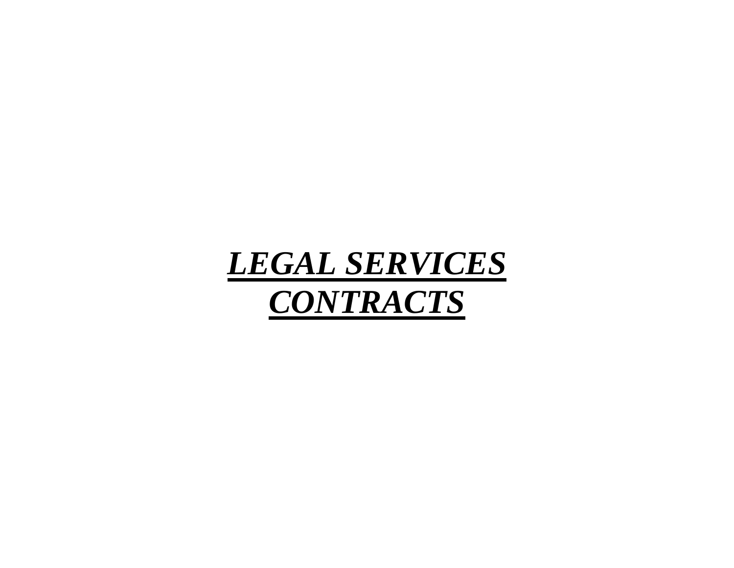# ***LEGAL SERVICES CONTRACTS***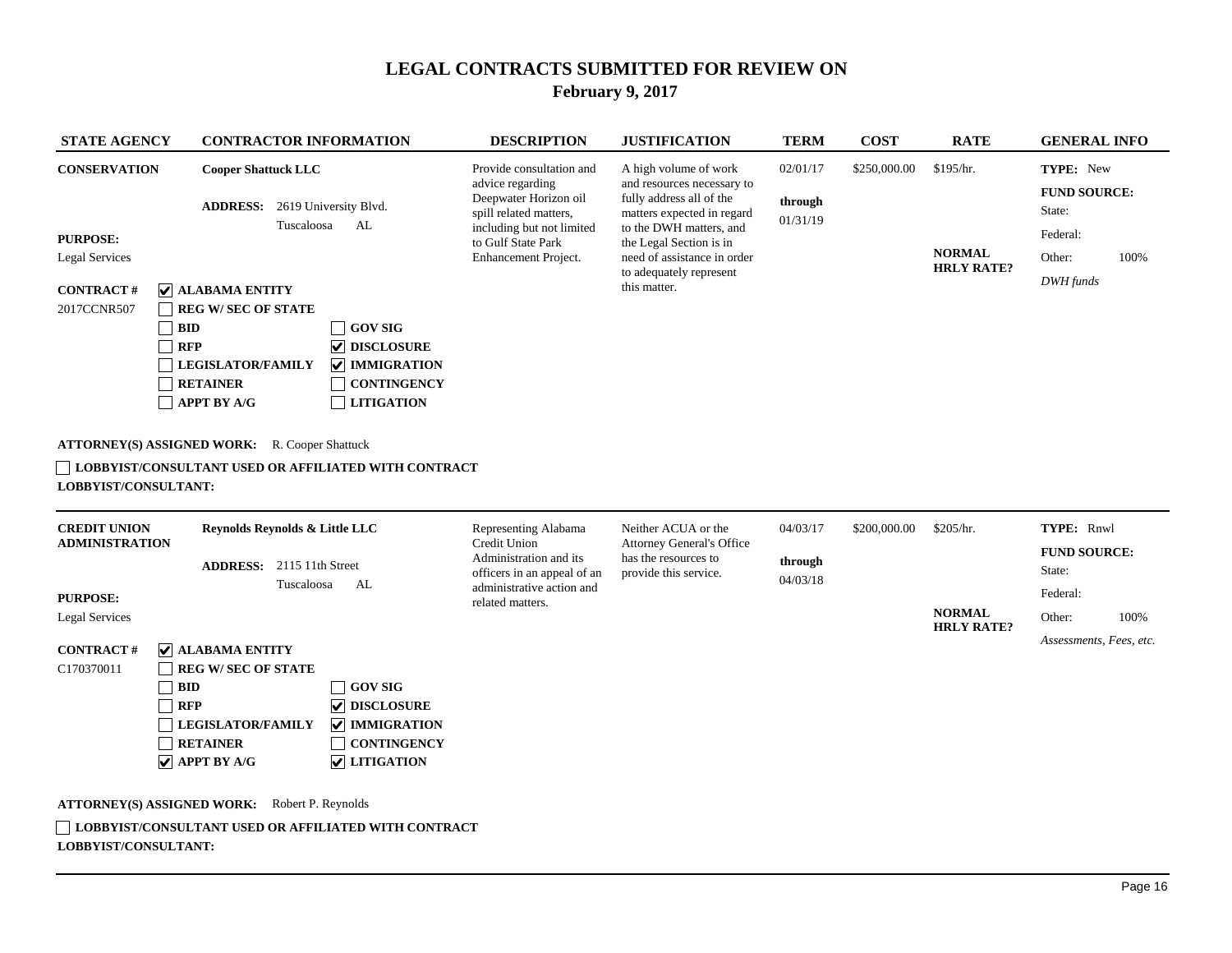# LEGAL CONTRACTS SUBMITTED FOR REVIEW ON

## February 9, 2017

| STATE AGENCY | CONTRACTOR INFORMATION | DESCRIPTION | JUSTIFICATION | TERM | COST | RATE | GENERAL INFO |
|---|---|---|---|---|---|---|---|
| **CONSERVATION**<br><br>**PURPOSE:**<br>Legal Services<br><br>**CONTRACT #**<br>2017CCNR507 | **Cooper Shattuck LLC**<br><br>**ADDRESS:** 2619 University Blvd.<br>Tuscaloosa AL<br><br>☑ **ALABAMA ENTITY**<br>☐ **REG W/ SEC OF STATE**<br>☐ **BID**<br>☐ **RFP**<br>☐ **LEGISLATOR/FAMILY**<br>☐ **RETAINER**<br>☐ **APPT BY A/G**<br>☐ **GOV SIG**<br>☑ **DISCLOSURE**<br>☑ **IMMIGRATION**<br>☐ **CONTINGENCY**<br>☐ **LITIGATION** | Provide consultation and advice regarding Deepwater Horizon oil spill related matters, including but not limited to Gulf State Park Enhancement Project. | A high volume of work and resources necessary to fully address all of the matters expected in regard to the DWH matters, and the Legal Section is in need of assistance in order to adequately represent this matter. | 02/01/17<br>**through**<br>01/31/19 | $250,000.00 | $195/hr.<br><br>**NORMAL HRLY RATE?** | **TYPE:** New<br>**FUND SOURCE:**<br>State:<br>Federal:<br>Other: 100%<br>*DWH funds* |

**ATTORNEY(S) ASSIGNED WORK:** R. Cooper Shattuck

☐ **LOBBYIST/CONSULTANT USED OR AFFILIATED WITH CONTRACT**

**LOBBYIST/CONSULTANT:**

---

| STATE AGENCY | CONTRACTOR INFORMATION | DESCRIPTION | JUSTIFICATION | TERM | COST | RATE | GENERAL INFO |
|---|---|---|---|---|---|---|---|
| **CREDIT UNION ADMINISTRATION**<br><br>**PURPOSE:**<br>Legal Services<br><br>**CONTRACT #**<br>C170370011 | **Reynolds Reynolds & Little LLC**<br><br>**ADDRESS:** 2115 11th Street<br>Tuscaloosa AL<br><br>☑ **ALABAMA ENTITY**<br>☐ **REG W/ SEC OF STATE**<br>☐ **BID**<br>☐ **RFP**<br>☐ **LEGISLATOR/FAMILY**<br>☐ **RETAINER**<br>☑ **APPT BY A/G**<br>☐ **GOV SIG**<br>☑ **DISCLOSURE**<br>☑ **IMMIGRATION**<br>☐ **CONTINGENCY**<br>☑ **LITIGATION** | Representing Alabama Credit Union Administration and its officers in an appeal of an administrative action and related matters. | Neither ACUA or the Attorney General's Office has the resources to provide this service. | 04/03/17<br>**through**<br>04/03/18 | $200,000.00 | $205/hr.<br><br>**NORMAL HRLY RATE?** | **TYPE:** Rnwl<br>**FUND SOURCE:**<br>State:<br>Federal:<br>Other: 100%<br>*Assessments, Fees, etc.* |

**ATTORNEY(S) ASSIGNED WORK:** Robert P. Reynolds

☐ **LOBBYIST/CONSULTANT USED OR AFFILIATED WITH CONTRACT**

**LOBBYIST/CONSULTANT:**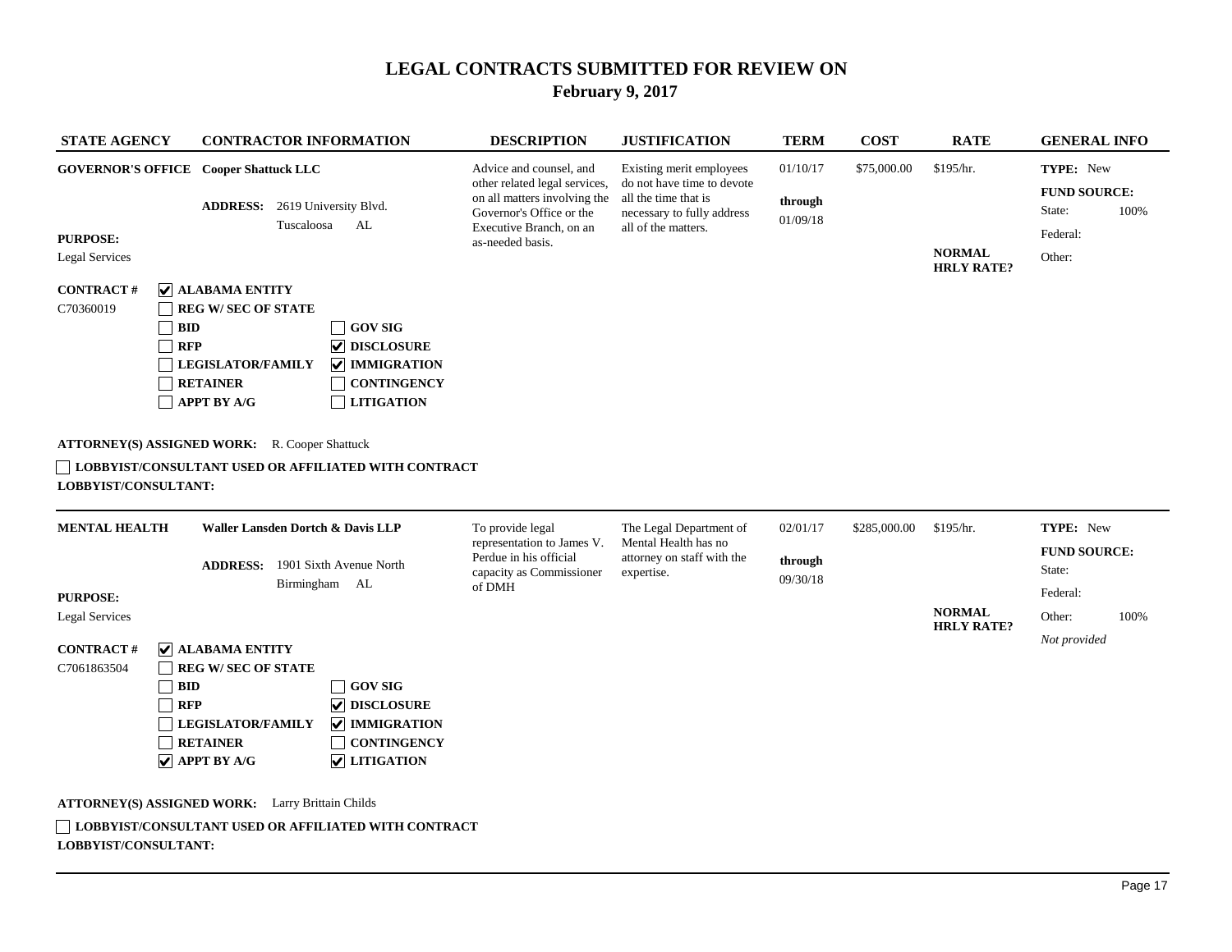# LEGAL CONTRACTS SUBMITTED FOR REVIEW ON

## February 9, 2017

| STATE AGENCY | CONTRACTOR INFORMATION | DESCRIPTION | JUSTIFICATION | TERM | COST | RATE | GENERAL INFO |
|---|---|---|---|---|---|---|---|
| **GOVERNOR'S OFFICE** | **Cooper Shattuck LLC** | Advice and counsel, and other related legal services, on all matters involving the Governor's Office or the Executive Branch, on an as-needed basis. | Existing merit employees do not have time to devote all the time that is necessary to fully address all of the matters. | 01/10/17 **through** 01/09/18 | $75,000.00 | $195/hr. | **TYPE:** New |

**ADDRESS:** 2619 University Blvd.
Tuscaloosa AL

**PURPOSE:**
Legal Services

**NORMAL HRLY RATE?**

**FUND SOURCE:**
State: 100%
Federal:
Other:

**CONTRACT #**
C70360019

- [x] **ALABAMA ENTITY**
- [ ] **REG W/ SEC OF STATE**
- [ ] **BID**
- [ ] **RFP**
- [ ] **LEGISLATOR/FAMILY**
- [ ] **RETAINER**
- [ ] **APPT BY A/G**
- [ ] **GOV SIG**
- [x] **DISCLOSURE**
- [x] **IMMIGRATION**
- [ ] **CONTINGENCY**
- [ ] **LITIGATION**

**ATTORNEY(S) ASSIGNED WORK:** R. Cooper Shattuck

- [ ] **LOBBYIST/CONSULTANT USED OR AFFILIATED WITH CONTRACT**

**LOBBYIST/CONSULTANT:**

---

| STATE AGENCY | CONTRACTOR INFORMATION | DESCRIPTION | JUSTIFICATION | TERM | COST | RATE | GENERAL INFO |
|---|---|---|---|---|---|---|---|
| **MENTAL HEALTH** | **Waller Lansden Dortch & Davis LLP** | To provide legal representation to James V. Perdue in his official capacity as Commissioner of DMH | The Legal Department of Mental Health has no attorney on staff with the expertise. | 02/01/17 **through** 09/30/18 | $285,000.00 | $195/hr. | **TYPE:** New |

**ADDRESS:** 1901 Sixth Avenue North
Birmingham AL

**PURPOSE:**
Legal Services

**NORMAL HRLY RATE?**

**FUND SOURCE:**
State:
Federal:
Other: 100%
*Not provided*

**CONTRACT #**
C7061863504

- [x] **ALABAMA ENTITY**
- [ ] **REG W/ SEC OF STATE**
- [ ] **BID**
- [ ] **RFP**
- [ ] **LEGISLATOR/FAMILY**
- [ ] **RETAINER**
- [x] **APPT BY A/G**
- [ ] **GOV SIG**
- [x] **DISCLOSURE**
- [x] **IMMIGRATION**
- [ ] **CONTINGENCY**
- [x] **LITIGATION**

**ATTORNEY(S) ASSIGNED WORK:** Larry Brittain Childs

- [ ] **LOBBYIST/CONSULTANT USED OR AFFILIATED WITH CONTRACT**

**LOBBYIST/CONSULTANT:**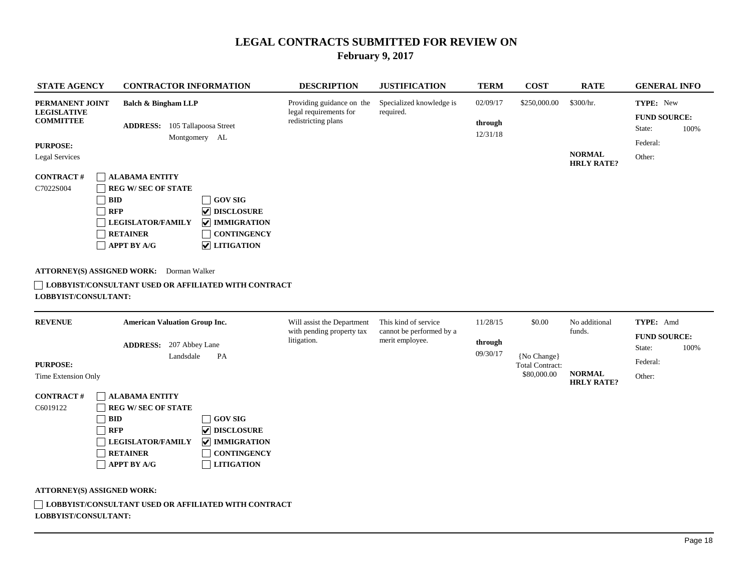# LEGAL CONTRACTS SUBMITTED FOR REVIEW ON

## February 9, 2017

| STATE AGENCY | CONTRACTOR INFORMATION | DESCRIPTION | JUSTIFICATION | TERM | COST | RATE | GENERAL INFO |
|---|---|---|---|---|---|---|---|
| **PERMANENT JOINT LEGISLATIVE COMMITTEE** | **Balch & Bingham LLP** | Providing guidance on the legal requirements for redistricting plans | Specialized knowledge is required. | 02/09/17 through 12/31/18 | $250,000.00 | $300/hr. | **TYPE:** New |

**ADDRESS:** 105 Tallapoosa Street, Montgomery AL

**PURPOSE:** Legal Services

**NORMAL HRLY RATE?**

**FUND SOURCE:** State: 100% | Federal: | Other:

**CONTRACT #** C7022S004

- [ ] ALABAMA ENTITY
- [ ] REG W/ SEC OF STATE
- [ ] BID
- [ ] RFP
- [ ] LEGISLATOR/FAMILY
- [ ] RETAINER
- [ ] APPT BY A/G
- [ ] GOV SIG
- [x] DISCLOSURE
- [x] IMMIGRATION
- [ ] CONTINGENCY
- [x] LITIGATION

**ATTORNEY(S) ASSIGNED WORK:** Dorman Walker

- [ ] **LOBBYIST/CONSULTANT USED OR AFFILIATED WITH CONTRACT**

**LOBBYIST/CONSULTANT:**

---

| STATE AGENCY | CONTRACTOR INFORMATION | DESCRIPTION | JUSTIFICATION | TERM | COST | RATE | GENERAL INFO |
|---|---|---|---|---|---|---|---|
| **REVENUE** | **American Valuation Group Inc.** | Will assist the Department with pending property tax litigation. | This kind of service cannot be performed by a merit employee. | 11/28/15 through 09/30/17 | $0.00 {No Change} Total Contract: $80,000.00 | No additional funds. | **TYPE:** Amd |

**ADDRESS:** 207 Abbey Lane, Landsdale PA

**PURPOSE:** Time Extension Only

**NORMAL HRLY RATE?**

**FUND SOURCE:** State: 100% | Federal: | Other:

**CONTRACT #** C6019122

- [ ] ALABAMA ENTITY
- [ ] REG W/ SEC OF STATE
- [ ] BID
- [ ] RFP
- [ ] LEGISLATOR/FAMILY
- [ ] RETAINER
- [ ] APPT BY A/G
- [ ] GOV SIG
- [x] DISCLOSURE
- [x] IMMIGRATION
- [ ] CONTINGENCY
- [ ] LITIGATION

**ATTORNEY(S) ASSIGNED WORK:**

- [ ] **LOBBYIST/CONSULTANT USED OR AFFILIATED WITH CONTRACT**

**LOBBYIST/CONSULTANT:**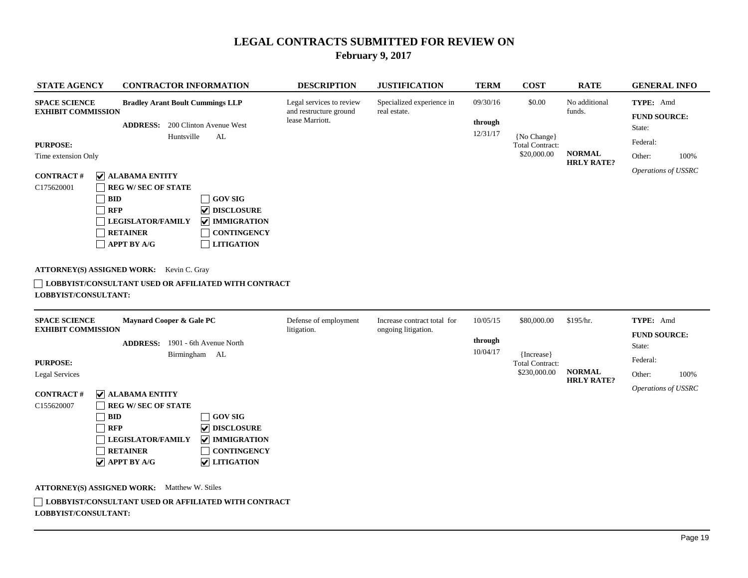# LEGAL CONTRACTS SUBMITTED FOR REVIEW ON

## February 9, 2017

| STATE AGENCY | CONTRACTOR INFORMATION | DESCRIPTION | JUSTIFICATION | TERM | COST | RATE | GENERAL INFO |
|---|---|---|---|---|---|---|---|
| **SPACE SCIENCE EXHIBIT COMMISSION** | **Bradley Arant Boult Cummings LLP** **ADDRESS:** 200 Clinton Avenue West, Huntsville AL | Legal services to review and restructure ground lease Marriott. | Specialized experience in real estate. | 09/30/16 **through** 12/31/17 | $0.00 {No Change} Total Contract: $20,000.00 | No additional funds. **NORMAL HRLY RATE?** | **TYPE:** Amd **FUND SOURCE:** State: Federal: Other: 100% *Operations of USSRC* |

**PURPOSE:** Time extension Only

**CONTRACT #** C175620001

- [x] ALABAMA ENTITY
- [ ] REG W/ SEC OF STATE
- [ ] BID
- [ ] RFP
- [ ] LEGISLATOR/FAMILY
- [ ] RETAINER
- [ ] APPT BY A/G
- [ ] GOV SIG
- [x] DISCLOSURE
- [x] IMMIGRATION
- [ ] CONTINGENCY
- [ ] LITIGATION

**ATTORNEY(S) ASSIGNED WORK:** Kevin C. Gray

- [ ] LOBBYIST/CONSULTANT USED OR AFFILIATED WITH CONTRACT

**LOBBYIST/CONSULTANT:**

---

| STATE AGENCY | CONTRACTOR INFORMATION | DESCRIPTION | JUSTIFICATION | TERM | COST | RATE | GENERAL INFO |
|---|---|---|---|---|---|---|---|
| **SPACE SCIENCE EXHIBIT COMMISSION** | **Maynard Cooper & Gale PC** **ADDRESS:** 1901 - 6th Avenue North, Birmingham AL | Defense of employment litigation. | Increase contract total for ongoing litigation. | 10/05/15 **through** 10/04/17 | $80,000.00 {Increase} Total Contract: $230,000.00 | $195/hr. **NORMAL HRLY RATE?** | **TYPE:** Amd **FUND SOURCE:** State: Federal: Other: 100% *Operations of USSRC* |

**PURPOSE:** Legal Services

**CONTRACT #** C155620007

- [x] ALABAMA ENTITY
- [ ] REG W/ SEC OF STATE
- [ ] BID
- [ ] RFP
- [ ] LEGISLATOR/FAMILY
- [ ] RETAINER
- [x] APPT BY A/G
- [ ] GOV SIG
- [x] DISCLOSURE
- [x] IMMIGRATION
- [ ] CONTINGENCY
- [x] LITIGATION

**ATTORNEY(S) ASSIGNED WORK:** Matthew W. Stiles

- [ ] LOBBYIST/CONSULTANT USED OR AFFILIATED WITH CONTRACT

**LOBBYIST/CONSULTANT:**